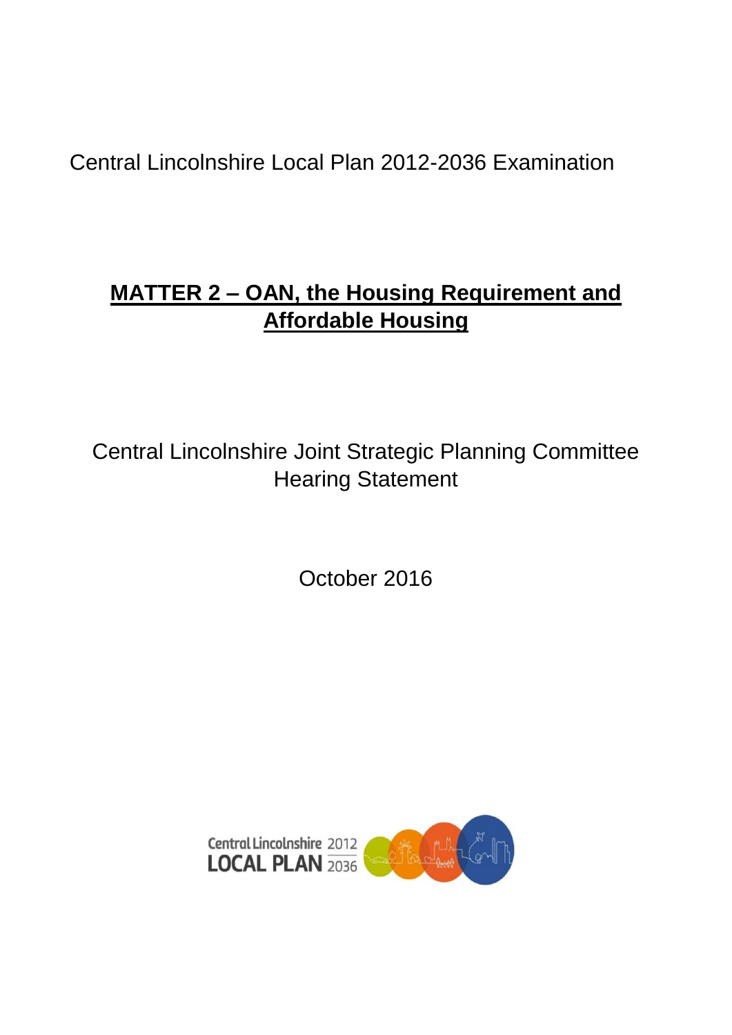Central Lincolnshire Local Plan 2012-2036 Examination

# MATTER 2 – OAN, the Housing Requirement and Affordable Housing

Central Lincolnshire Joint Strategic Planning Committee
Hearing Statement

October 2016

Central Lincolnshire 2012
LOCAL PLAN 2036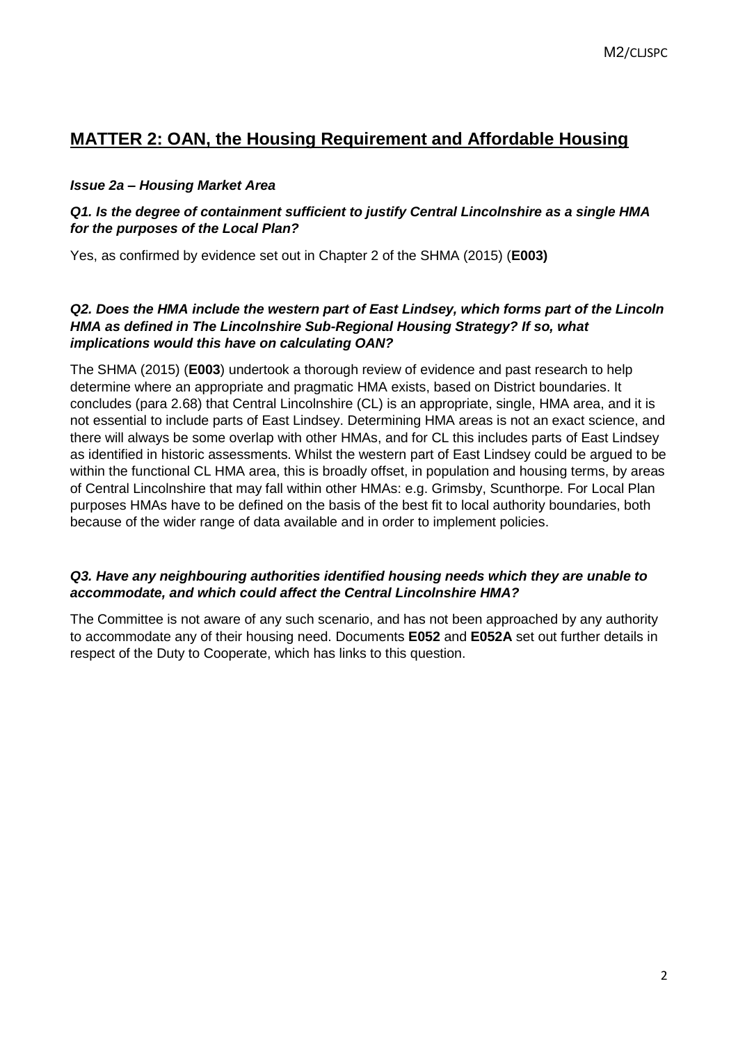## MATTER 2: OAN, the Housing Requirement and Affordable Housing

### *Issue 2a – Housing Market Area*

***Q1. Is the degree of containment sufficient to justify Central Lincolnshire as a single HMA for the purposes of the Local Plan?***

Yes, as confirmed by evidence set out in Chapter 2 of the SHMA (2015) (**E003)**

***Q2. Does the HMA include the western part of East Lindsey, which forms part of the Lincoln HMA as defined in The Lincolnshire Sub-Regional Housing Strategy? If so, what implications would this have on calculating OAN?***

The SHMA (2015) (**E003**) undertook a thorough review of evidence and past research to help determine where an appropriate and pragmatic HMA exists, based on District boundaries. It concludes (para 2.68) that Central Lincolnshire (CL) is an appropriate, single, HMA area, and it is not essential to include parts of East Lindsey. Determining HMA areas is not an exact science, and there will always be some overlap with other HMAs, and for CL this includes parts of East Lindsey as identified in historic assessments. Whilst the western part of East Lindsey could be argued to be within the functional CL HMA area, this is broadly offset, in population and housing terms, by areas of Central Lincolnshire that may fall within other HMAs: e.g. Grimsby, Scunthorpe. For Local Plan purposes HMAs have to be defined on the basis of the best fit to local authority boundaries, both because of the wider range of data available and in order to implement policies.

***Q3. Have any neighbouring authorities identified housing needs which they are unable to accommodate, and which could affect the Central Lincolnshire HMA?***

The Committee is not aware of any such scenario, and has not been approached by any authority to accommodate any of their housing need. Documents **E052** and **E052A** set out further details in respect of the Duty to Cooperate, which has links to this question.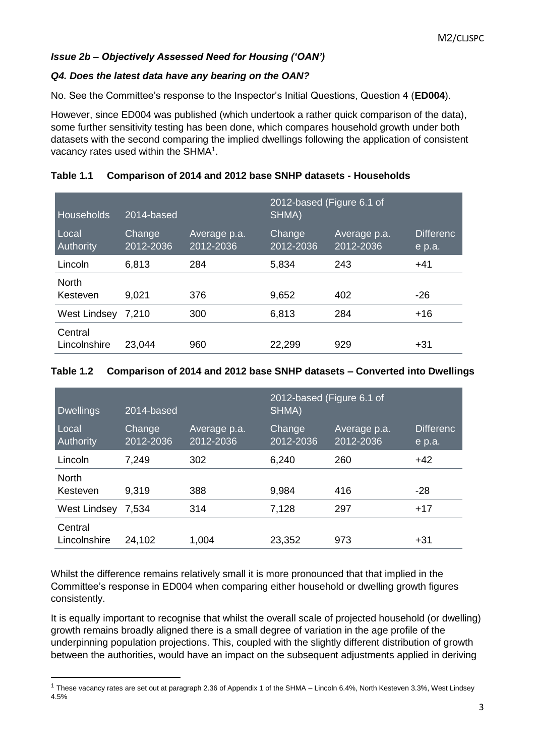### *Issue 2b – Objectively Assessed Need for Housing ('OAN')*

***Q4. Does the latest data have any bearing on the OAN?***

No. See the Committee's response to the Inspector's Initial Questions, Question 4 (**ED004**).

However, since ED004 was published (which undertook a rather quick comparison of the data), some further sensitivity testing has been done, which compares household growth under both datasets with the second comparing the implied dwellings following the application of consistent vacancy rates used within the SHMA[1].

**Table 1.1 Comparison of 2014 and 2012 base SNHP datasets - Households**

| Households | 2014-based | | 2012-based (Figure 6.1 of SHMA) | | |
|---|---|---|---|---|---|
| Local Authority | Change 2012-2036 | Average p.a. 2012-2036 | Change 2012-2036 | Average p.a. 2012-2036 | Difference p.a. |
| Lincoln | 6,813 | 284 | 5,834 | 243 | +41 |
| North Kesteven | 9,021 | 376 | 9,652 | 402 | -26 |
| West Lindsey | 7,210 | 300 | 6,813 | 284 | +16 |
| Central Lincolnshire | 23,044 | 960 | 22,299 | 929 | +31 |

**Table 1.2 Comparison of 2014 and 2012 base SNHP datasets – Converted into Dwellings**

| Dwellings | 2014-based | | 2012-based (Figure 6.1 of SHMA) | | |
|---|---|---|---|---|---|
| Local Authority | Change 2012-2036 | Average p.a. 2012-2036 | Change 2012-2036 | Average p.a. 2012-2036 | Difference p.a. |
| Lincoln | 7,249 | 302 | 6,240 | 260 | +42 |
| North Kesteven | 9,319 | 388 | 9,984 | 416 | -28 |
| West Lindsey | 7,534 | 314 | 7,128 | 297 | +17 |
| Central Lincolnshire | 24,102 | 1,004 | 23,352 | 973 | +31 |

Whilst the difference remains relatively small it is more pronounced that that implied in the Committee's response in ED004 when comparing either household or dwelling growth figures consistently.

It is equally important to recognise that whilst the overall scale of projected household (or dwelling) growth remains broadly aligned there is a small degree of variation in the age profile of the underpinning population projections. This, coupled with the slightly different distribution of growth between the authorities, would have an impact on the subsequent adjustments applied in deriving

[1] These vacancy rates are set out at paragraph 2.36 of Appendix 1 of the SHMA – Lincoln 6.4%, North Kesteven 3.3%, West Lindsey 4.5%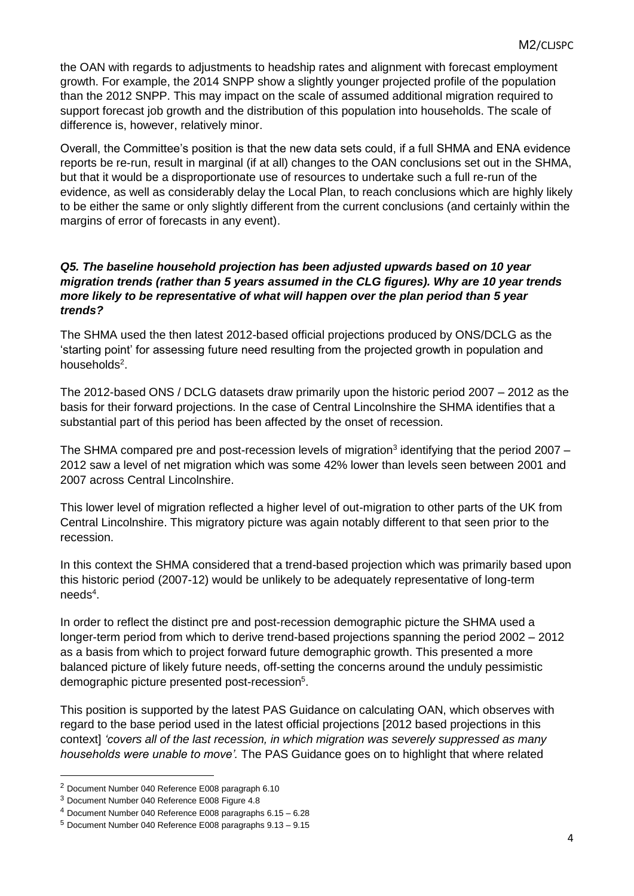the OAN with regards to adjustments to headship rates and alignment with forecast employment growth. For example, the 2014 SNPP show a slightly younger projected profile of the population than the 2012 SNPP. This may impact on the scale of assumed additional migration required to support forecast job growth and the distribution of this population into households. The scale of difference is, however, relatively minor.

Overall, the Committee's position is that the new data sets could, if a full SHMA and ENA evidence reports be re-run, result in marginal (if at all) changes to the OAN conclusions set out in the SHMA, but that it would be a disproportionate use of resources to undertake such a full re-run of the evidence, as well as considerably delay the Local Plan, to reach conclusions which are highly likely to be either the same or only slightly different from the current conclusions (and certainly within the margins of error of forecasts in any event).

***Q5. The baseline household projection has been adjusted upwards based on 10 year migration trends (rather than 5 years assumed in the CLG figures). Why are 10 year trends more likely to be representative of what will happen over the plan period than 5 year trends?***

The SHMA used the then latest 2012-based official projections produced by ONS/DCLG as the 'starting point' for assessing future need resulting from the projected growth in population and households[2].

The 2012-based ONS / DCLG datasets draw primarily upon the historic period 2007 – 2012 as the basis for their forward projections. In the case of Central Lincolnshire the SHMA identifies that a substantial part of this period has been affected by the onset of recession.

The SHMA compared pre and post-recession levels of migration[3] identifying that the period 2007 – 2012 saw a level of net migration which was some 42% lower than levels seen between 2001 and 2007 across Central Lincolnshire.

This lower level of migration reflected a higher level of out-migration to other parts of the UK from Central Lincolnshire. This migratory picture was again notably different to that seen prior to the recession.

In this context the SHMA considered that a trend-based projection which was primarily based upon this historic period (2007-12) would be unlikely to be adequately representative of long-term needs[4].

In order to reflect the distinct pre and post-recession demographic picture the SHMA used a longer-term period from which to derive trend-based projections spanning the period 2002 – 2012 as a basis from which to project forward future demographic growth. This presented a more balanced picture of likely future needs, off-setting the concerns around the unduly pessimistic demographic picture presented post-recession[5].

This position is supported by the latest PAS Guidance on calculating OAN, which observes with regard to the base period used in the latest official projections [2012 based projections in this context] *'covers all of the last recession, in which migration was severely suppressed as many households were unable to move'.* The PAS Guidance goes on to highlight that where related

---

[2] Document Number 040 Reference E008 paragraph 6.10

[3] Document Number 040 Reference E008 Figure 4.8

[4] Document Number 040 Reference E008 paragraphs 6.15 – 6.28

[5] Document Number 040 Reference E008 paragraphs 9.13 – 9.15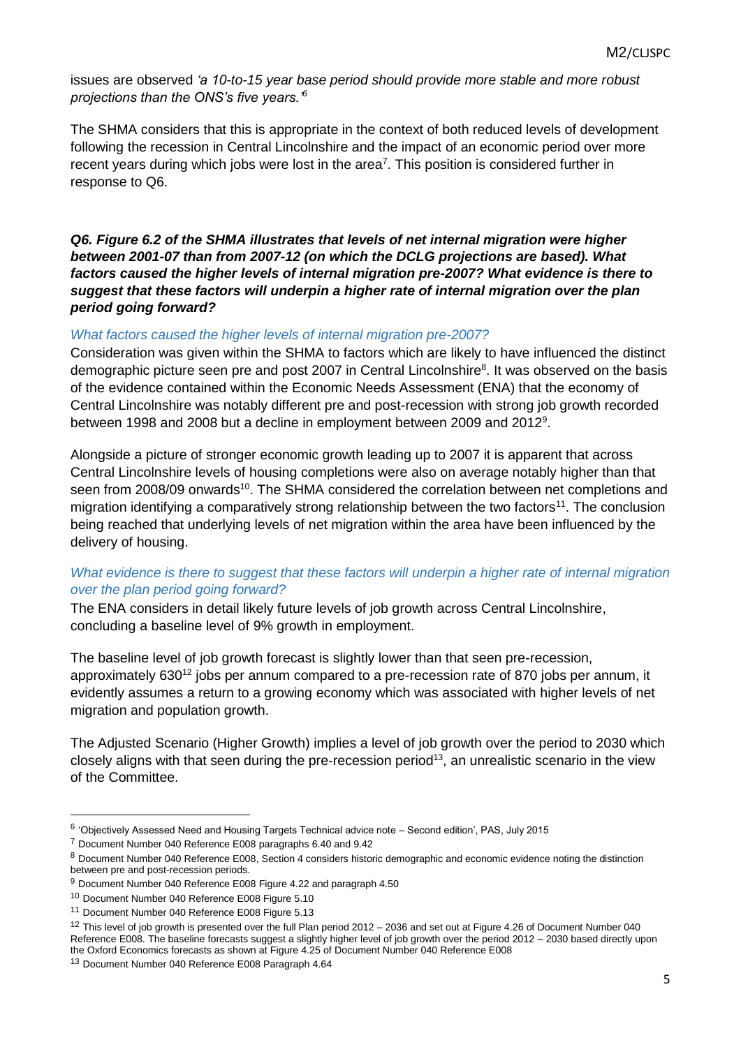issues are observed *'a 10-to-15 year base period should provide more stable and more robust projections than the ONS's five years.'*[6]

The SHMA considers that this is appropriate in the context of both reduced levels of development following the recession in Central Lincolnshire and the impact of an economic period over more recent years during which jobs were lost in the area[7]. This position is considered further in response to Q6.

***Q6. Figure 6.2 of the SHMA illustrates that levels of net internal migration were higher between 2001-07 than from 2007-12 (on which the DCLG projections are based). What factors caused the higher levels of internal migration pre-2007? What evidence is there to suggest that these factors will underpin a higher rate of internal migration over the plan period going forward?***

*What factors caused the higher levels of internal migration pre-2007?*

Consideration was given within the SHMA to factors which are likely to have influenced the distinct demographic picture seen pre and post 2007 in Central Lincolnshire[8]. It was observed on the basis of the evidence contained within the Economic Needs Assessment (ENA) that the economy of Central Lincolnshire was notably different pre and post-recession with strong job growth recorded between 1998 and 2008 but a decline in employment between 2009 and 2012[9].

Alongside a picture of stronger economic growth leading up to 2007 it is apparent that across Central Lincolnshire levels of housing completions were also on average notably higher than that seen from 2008/09 onwards[10]. The SHMA considered the correlation between net completions and migration identifying a comparatively strong relationship between the two factors[11]. The conclusion being reached that underlying levels of net migration within the area have been influenced by the delivery of housing.

*What evidence is there to suggest that these factors will underpin a higher rate of internal migration over the plan period going forward?*

The ENA considers in detail likely future levels of job growth across Central Lincolnshire, concluding a baseline level of 9% growth in employment.

The baseline level of job growth forecast is slightly lower than that seen pre-recession, approximately 630[12] jobs per annum compared to a pre-recession rate of 870 jobs per annum, it evidently assumes a return to a growing economy which was associated with higher levels of net migration and population growth.

The Adjusted Scenario (Higher Growth) implies a level of job growth over the period to 2030 which closely aligns with that seen during the pre-recession period[13], an unrealistic scenario in the view of the Committee.

---

[6] 'Objectively Assessed Need and Housing Targets Technical advice note – Second edition', PAS, July 2015

[7] Document Number 040 Reference E008 paragraphs 6.40 and 9.42

[8] Document Number 040 Reference E008, Section 4 considers historic demographic and economic evidence noting the distinction between pre and post-recession periods.

[9] Document Number 040 Reference E008 Figure 4.22 and paragraph 4.50

[10] Document Number 040 Reference E008 Figure 5.10

[11] Document Number 040 Reference E008 Figure 5.13

[12] This level of job growth is presented over the full Plan period 2012 – 2036 and set out at Figure 4.26 of Document Number 040 Reference E008. The baseline forecasts suggest a slightly higher level of job growth over the period 2012 – 2030 based directly upon the Oxford Economics forecasts as shown at Figure 4.25 of Document Number 040 Reference E008

[13] Document Number 040 Reference E008 Paragraph 4.64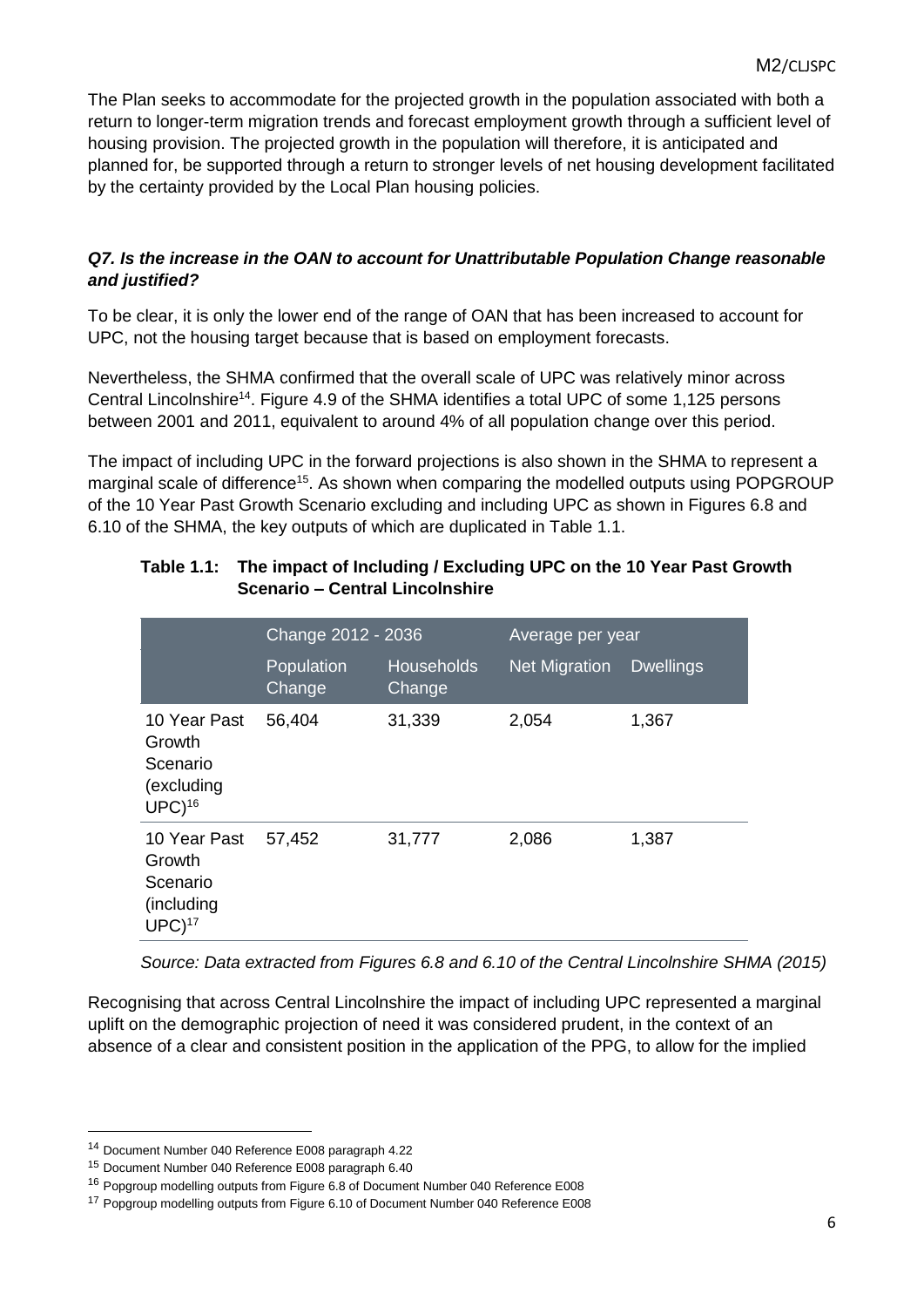The Plan seeks to accommodate for the projected growth in the population associated with both a return to longer-term migration trends and forecast employment growth through a sufficient level of housing provision. The projected growth in the population will therefore, it is anticipated and planned for, be supported through a return to stronger levels of net housing development facilitated by the certainty provided by the Local Plan housing policies.

***Q7. Is the increase in the OAN to account for Unattributable Population Change reasonable and justified?***

To be clear, it is only the lower end of the range of OAN that has been increased to account for UPC, not the housing target because that is based on employment forecasts.

Nevertheless, the SHMA confirmed that the overall scale of UPC was relatively minor across Central Lincolnshire[14]. Figure 4.9 of the SHMA identifies a total UPC of some 1,125 persons between 2001 and 2011, equivalent to around 4% of all population change over this period.

The impact of including UPC in the forward projections is also shown in the SHMA to represent a marginal scale of difference[15]. As shown when comparing the modelled outputs using POPGROUP of the 10 Year Past Growth Scenario excluding and including UPC as shown in Figures 6.8 and 6.10 of the SHMA, the key outputs of which are duplicated in Table 1.1.

**Table 1.1: The impact of Including / Excluding UPC on the 10 Year Past Growth Scenario – Central Lincolnshire**

| | Change 2012 - 2036 | | Average per year | |
|---|---|---|---|---|
| | Population Change | Households Change | Net Migration | Dwellings |
| 10 Year Past Growth Scenario (excluding UPC)[16] | 56,404 | 31,339 | 2,054 | 1,367 |
| 10 Year Past Growth Scenario (including UPC)[17] | 57,452 | 31,777 | 2,086 | 1,387 |

*Source: Data extracted from Figures 6.8 and 6.10 of the Central Lincolnshire SHMA (2015)*

Recognising that across Central Lincolnshire the impact of including UPC represented a marginal uplift on the demographic projection of need it was considered prudent, in the context of an absence of a clear and consistent position in the application of the PPG, to allow for the implied

[14] Document Number 040 Reference E008 paragraph 4.22

[15] Document Number 040 Reference E008 paragraph 6.40

[16] Popgroup modelling outputs from Figure 6.8 of Document Number 040 Reference E008

[17] Popgroup modelling outputs from Figure 6.10 of Document Number 040 Reference E008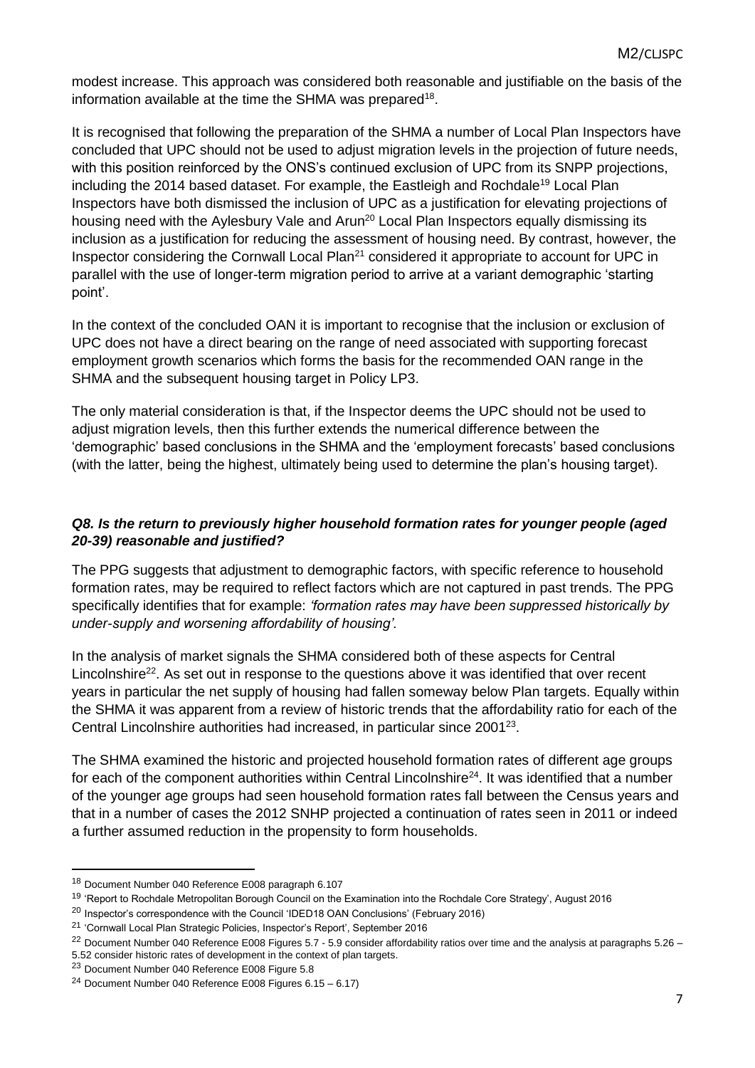modest increase. This approach was considered both reasonable and justifiable on the basis of the information available at the time the SHMA was prepared[18].

It is recognised that following the preparation of the SHMA a number of Local Plan Inspectors have concluded that UPC should not be used to adjust migration levels in the projection of future needs, with this position reinforced by the ONS's continued exclusion of UPC from its SNPP projections, including the 2014 based dataset. For example, the Eastleigh and Rochdale[19] Local Plan Inspectors have both dismissed the inclusion of UPC as a justification for elevating projections of housing need with the Aylesbury Vale and Arun[20] Local Plan Inspectors equally dismissing its inclusion as a justification for reducing the assessment of housing need. By contrast, however, the Inspector considering the Cornwall Local Plan[21] considered it appropriate to account for UPC in parallel with the use of longer-term migration period to arrive at a variant demographic 'starting point'.

In the context of the concluded OAN it is important to recognise that the inclusion or exclusion of UPC does not have a direct bearing on the range of need associated with supporting forecast employment growth scenarios which forms the basis for the recommended OAN range in the SHMA and the subsequent housing target in Policy LP3.

The only material consideration is that, if the Inspector deems the UPC should not be used to adjust migration levels, then this further extends the numerical difference between the 'demographic' based conclusions in the SHMA and the 'employment forecasts' based conclusions (with the latter, being the highest, ultimately being used to determine the plan's housing target).

***Q8. Is the return to previously higher household formation rates for younger people (aged 20-39) reasonable and justified?***

The PPG suggests that adjustment to demographic factors, with specific reference to household formation rates, may be required to reflect factors which are not captured in past trends. The PPG specifically identifies that for example: *'formation rates may have been suppressed historically by under-supply and worsening affordability of housing'.*

In the analysis of market signals the SHMA considered both of these aspects for Central Lincolnshire[22]. As set out in response to the questions above it was identified that over recent years in particular the net supply of housing had fallen someway below Plan targets. Equally within the SHMA it was apparent from a review of historic trends that the affordability ratio for each of the Central Lincolnshire authorities had increased, in particular since 2001[23].

The SHMA examined the historic and projected household formation rates of different age groups for each of the component authorities within Central Lincolnshire[24]. It was identified that a number of the younger age groups had seen household formation rates fall between the Census years and that in a number of cases the 2012 SNHP projected a continuation of rates seen in 2011 or indeed a further assumed reduction in the propensity to form households.

---

[18] Document Number 040 Reference E008 paragraph 6.107

[19] 'Report to Rochdale Metropolitan Borough Council on the Examination into the Rochdale Core Strategy', August 2016

[20] Inspector's correspondence with the Council 'IDED18 OAN Conclusions' (February 2016)

[21] 'Cornwall Local Plan Strategic Policies, Inspector's Report', September 2016

[22] Document Number 040 Reference E008 Figures 5.7 - 5.9 consider affordability ratios over time and the analysis at paragraphs 5.26 – 5.52 consider historic rates of development in the context of plan targets.

[23] Document Number 040 Reference E008 Figure 5.8

[24] Document Number 040 Reference E008 Figures 6.15 – 6.17)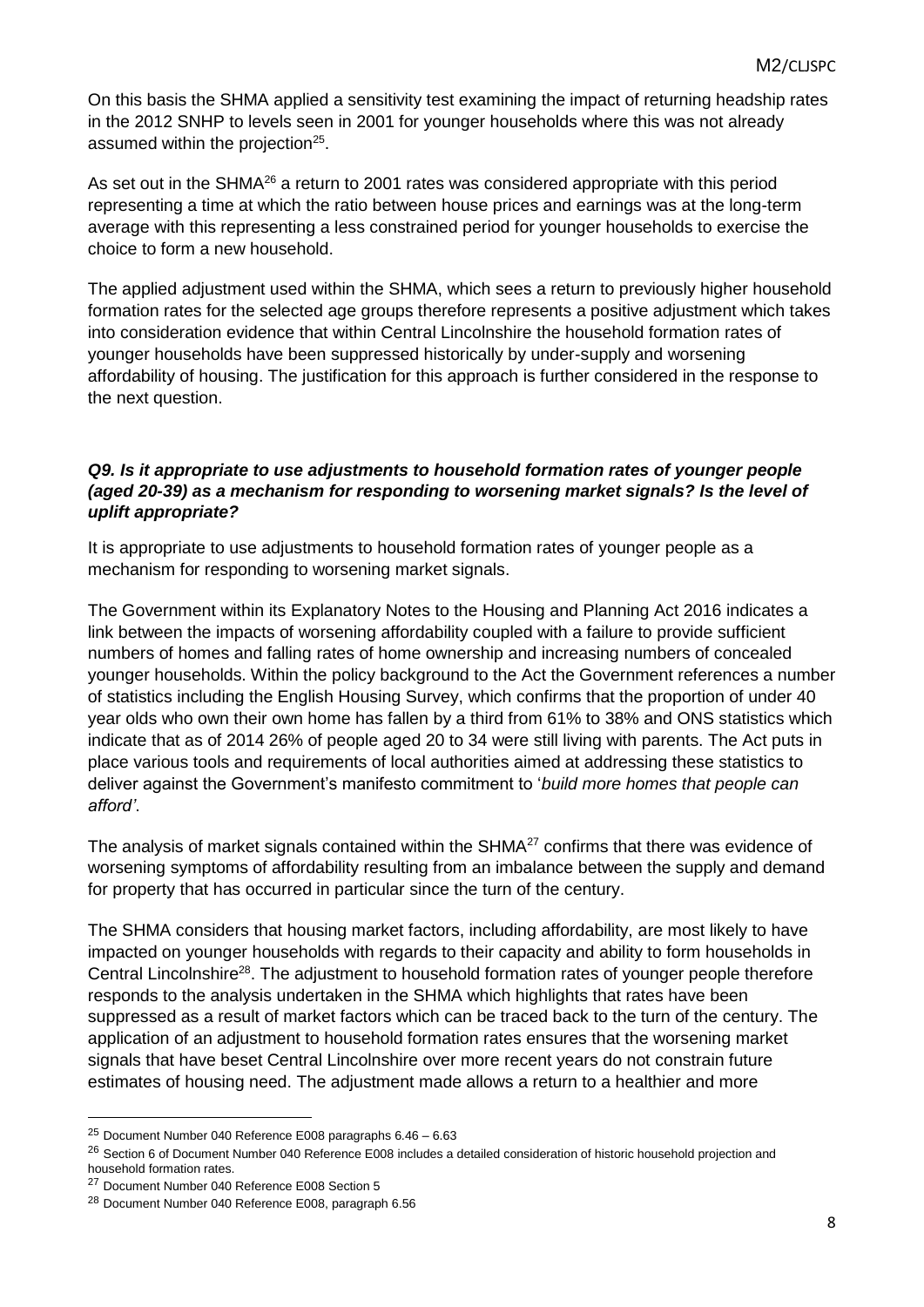On this basis the SHMA applied a sensitivity test examining the impact of returning headship rates in the 2012 SNHP to levels seen in 2001 for younger households where this was not already assumed within the projection[25].

As set out in the SHMA[26] a return to 2001 rates was considered appropriate with this period representing a time at which the ratio between house prices and earnings was at the long-term average with this representing a less constrained period for younger households to exercise the choice to form a new household.

The applied adjustment used within the SHMA, which sees a return to previously higher household formation rates for the selected age groups therefore represents a positive adjustment which takes into consideration evidence that within Central Lincolnshire the household formation rates of younger households have been suppressed historically by under-supply and worsening affordability of housing. The justification for this approach is further considered in the response to the next question.

***Q9. Is it appropriate to use adjustments to household formation rates of younger people (aged 20-39) as a mechanism for responding to worsening market signals? Is the level of uplift appropriate?***

It is appropriate to use adjustments to household formation rates of younger people as a mechanism for responding to worsening market signals.

The Government within its Explanatory Notes to the Housing and Planning Act 2016 indicates a link between the impacts of worsening affordability coupled with a failure to provide sufficient numbers of homes and falling rates of home ownership and increasing numbers of concealed younger households. Within the policy background to the Act the Government references a number of statistics including the English Housing Survey, which confirms that the proportion of under 40 year olds who own their own home has fallen by a third from 61% to 38% and ONS statistics which indicate that as of 2014 26% of people aged 20 to 34 were still living with parents. The Act puts in place various tools and requirements of local authorities aimed at addressing these statistics to deliver against the Government's manifesto commitment to '*build more homes that people can afford'*.

The analysis of market signals contained within the SHMA[27] confirms that there was evidence of worsening symptoms of affordability resulting from an imbalance between the supply and demand for property that has occurred in particular since the turn of the century.

The SHMA considers that housing market factors, including affordability, are most likely to have impacted on younger households with regards to their capacity and ability to form households in Central Lincolnshire[28]. The adjustment to household formation rates of younger people therefore responds to the analysis undertaken in the SHMA which highlights that rates have been suppressed as a result of market factors which can be traced back to the turn of the century. The application of an adjustment to household formation rates ensures that the worsening market signals that have beset Central Lincolnshire over more recent years do not constrain future estimates of housing need. The adjustment made allows a return to a healthier and more

---

[25] Document Number 040 Reference E008 paragraphs 6.46 – 6.63

[26] Section 6 of Document Number 040 Reference E008 includes a detailed consideration of historic household projection and household formation rates.

[27] Document Number 040 Reference E008 Section 5

[28] Document Number 040 Reference E008, paragraph 6.56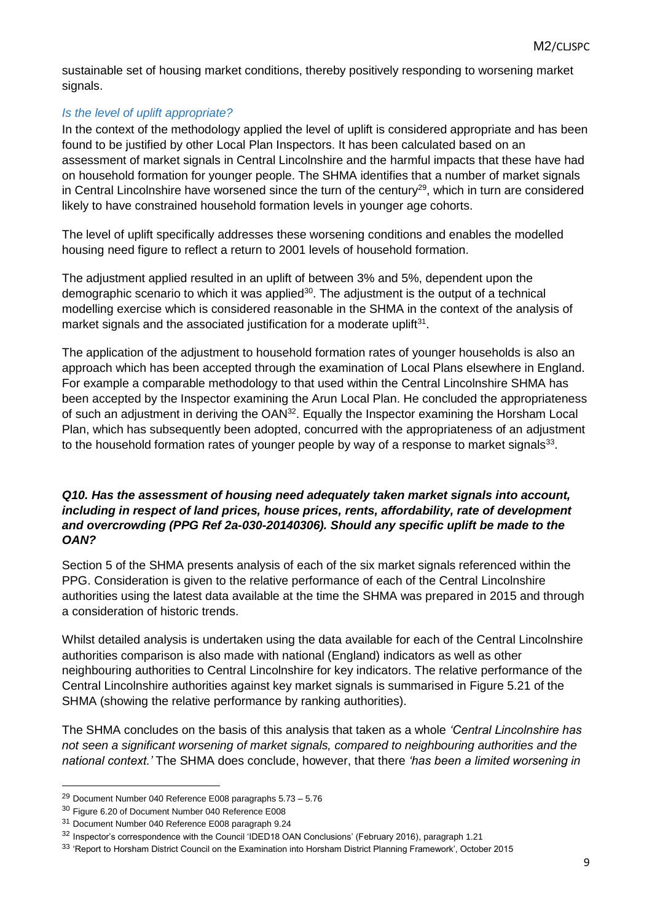sustainable set of housing market conditions, thereby positively responding to worsening market signals.

*Is the level of uplift appropriate?*

In the context of the methodology applied the level of uplift is considered appropriate and has been found to be justified by other Local Plan Inspectors. It has been calculated based on an assessment of market signals in Central Lincolnshire and the harmful impacts that these have had on household formation for younger people. The SHMA identifies that a number of market signals in Central Lincolnshire have worsened since the turn of the century[29], which in turn are considered likely to have constrained household formation levels in younger age cohorts.

The level of uplift specifically addresses these worsening conditions and enables the modelled housing need figure to reflect a return to 2001 levels of household formation.

The adjustment applied resulted in an uplift of between 3% and 5%, dependent upon the demographic scenario to which it was applied[30]. The adjustment is the output of a technical modelling exercise which is considered reasonable in the SHMA in the context of the analysis of market signals and the associated justification for a moderate uplift[31].

The application of the adjustment to household formation rates of younger households is also an approach which has been accepted through the examination of Local Plans elsewhere in England. For example a comparable methodology to that used within the Central Lincolnshire SHMA has been accepted by the Inspector examining the Arun Local Plan. He concluded the appropriateness of such an adjustment in deriving the OAN[32]. Equally the Inspector examining the Horsham Local Plan, which has subsequently been adopted, concurred with the appropriateness of an adjustment to the household formation rates of younger people by way of a response to market signals[33].

***Q10. Has the assessment of housing need adequately taken market signals into account, including in respect of land prices, house prices, rents, affordability, rate of development and overcrowding (PPG Ref 2a-030-20140306). Should any specific uplift be made to the OAN?***

Section 5 of the SHMA presents analysis of each of the six market signals referenced within the PPG. Consideration is given to the relative performance of each of the Central Lincolnshire authorities using the latest data available at the time the SHMA was prepared in 2015 and through a consideration of historic trends.

Whilst detailed analysis is undertaken using the data available for each of the Central Lincolnshire authorities comparison is also made with national (England) indicators as well as other neighbouring authorities to Central Lincolnshire for key indicators. The relative performance of the Central Lincolnshire authorities against key market signals is summarised in Figure 5.21 of the SHMA (showing the relative performance by ranking authorities).

The SHMA concludes on the basis of this analysis that taken as a whole *'Central Lincolnshire has not seen a significant worsening of market signals, compared to neighbouring authorities and the national context.'* The SHMA does conclude, however, that there *'has been a limited worsening in*

---

[29] Document Number 040 Reference E008 paragraphs 5.73 – 5.76

[30] Figure 6.20 of Document Number 040 Reference E008

[31] Document Number 040 Reference E008 paragraph 9.24

[32] Inspector's correspondence with the Council 'IDED18 OAN Conclusions' (February 2016), paragraph 1.21

[33] 'Report to Horsham District Council on the Examination into Horsham District Planning Framework', October 2015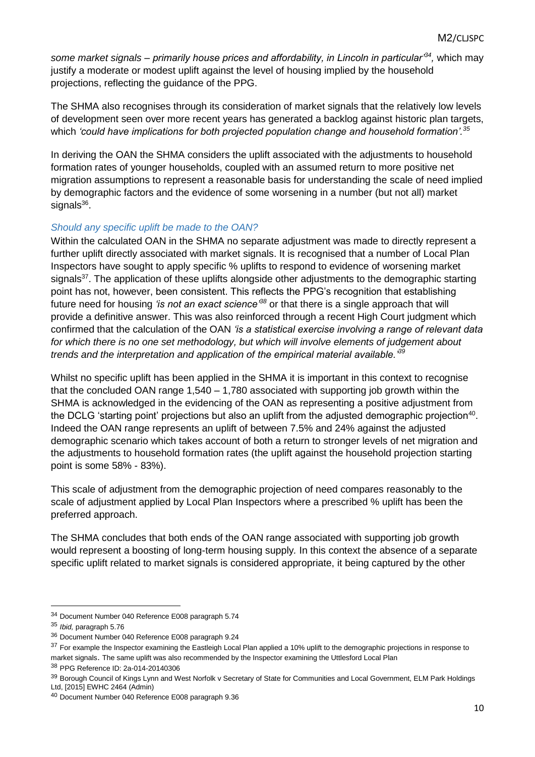*some market signals – primarily house prices and affordability, in Lincoln in particular'*[34]*,* which may justify a moderate or modest uplift against the level of housing implied by the household projections, reflecting the guidance of the PPG.

The SHMA also recognises through its consideration of market signals that the relatively low levels of development seen over more recent years has generated a backlog against historic plan targets, which *'could have implications for both projected population change and household formation'.*[35]

In deriving the OAN the SHMA considers the uplift associated with the adjustments to household formation rates of younger households, coupled with an assumed return to more positive net migration assumptions to represent a reasonable basis for understanding the scale of need implied by demographic factors and the evidence of some worsening in a number (but not all) market signals[36].

### *Should any specific uplift be made to the OAN?*

Within the calculated OAN in the SHMA no separate adjustment was made to directly represent a further uplift directly associated with market signals. It is recognised that a number of Local Plan Inspectors have sought to apply specific % uplifts to respond to evidence of worsening market signals[37]. The application of these uplifts alongside other adjustments to the demographic starting point has not, however, been consistent. This reflects the PPG's recognition that establishing future need for housing *'is not an exact science'*[38] or that there is a single approach that will provide a definitive answer. This was also reinforced through a recent High Court judgment which confirmed that the calculation of the OAN *'is a statistical exercise involving a range of relevant data for which there is no one set methodology, but which will involve elements of judgement about trends and the interpretation and application of the empirical material available.'*[39]

Whilst no specific uplift has been applied in the SHMA it is important in this context to recognise that the concluded OAN range 1,540 – 1,780 associated with supporting job growth within the SHMA is acknowledged in the evidencing of the OAN as representing a positive adjustment from the DCLG 'starting point' projections but also an uplift from the adjusted demographic projection[40]. Indeed the OAN range represents an uplift of between 7.5% and 24% against the adjusted demographic scenario which takes account of both a return to stronger levels of net migration and the adjustments to household formation rates (the uplift against the household projection starting point is some 58% - 83%).

This scale of adjustment from the demographic projection of need compares reasonably to the scale of adjustment applied by Local Plan Inspectors where a prescribed % uplift has been the preferred approach.

The SHMA concludes that both ends of the OAN range associated with supporting job growth would represent a boosting of long-term housing supply. In this context the absence of a separate specific uplift related to market signals is considered appropriate, it being captured by the other

---

[34] Document Number 040 Reference E008 paragraph 5.74

[35] *Ibid,* paragraph 5.76

[36] Document Number 040 Reference E008 paragraph 9.24

[37] For example the Inspector examining the Eastleigh Local Plan applied a 10% uplift to the demographic projections in response to market signals. The same uplift was also recommended by the Inspector examining the Uttlesford Local Plan

[38] PPG Reference ID: 2a-014-20140306

[39] Borough Council of Kings Lynn and West Norfolk v Secretary of State for Communities and Local Government, ELM Park Holdings Ltd, [2015] EWHC 2464 (Admin)

[40] Document Number 040 Reference E008 paragraph 9.36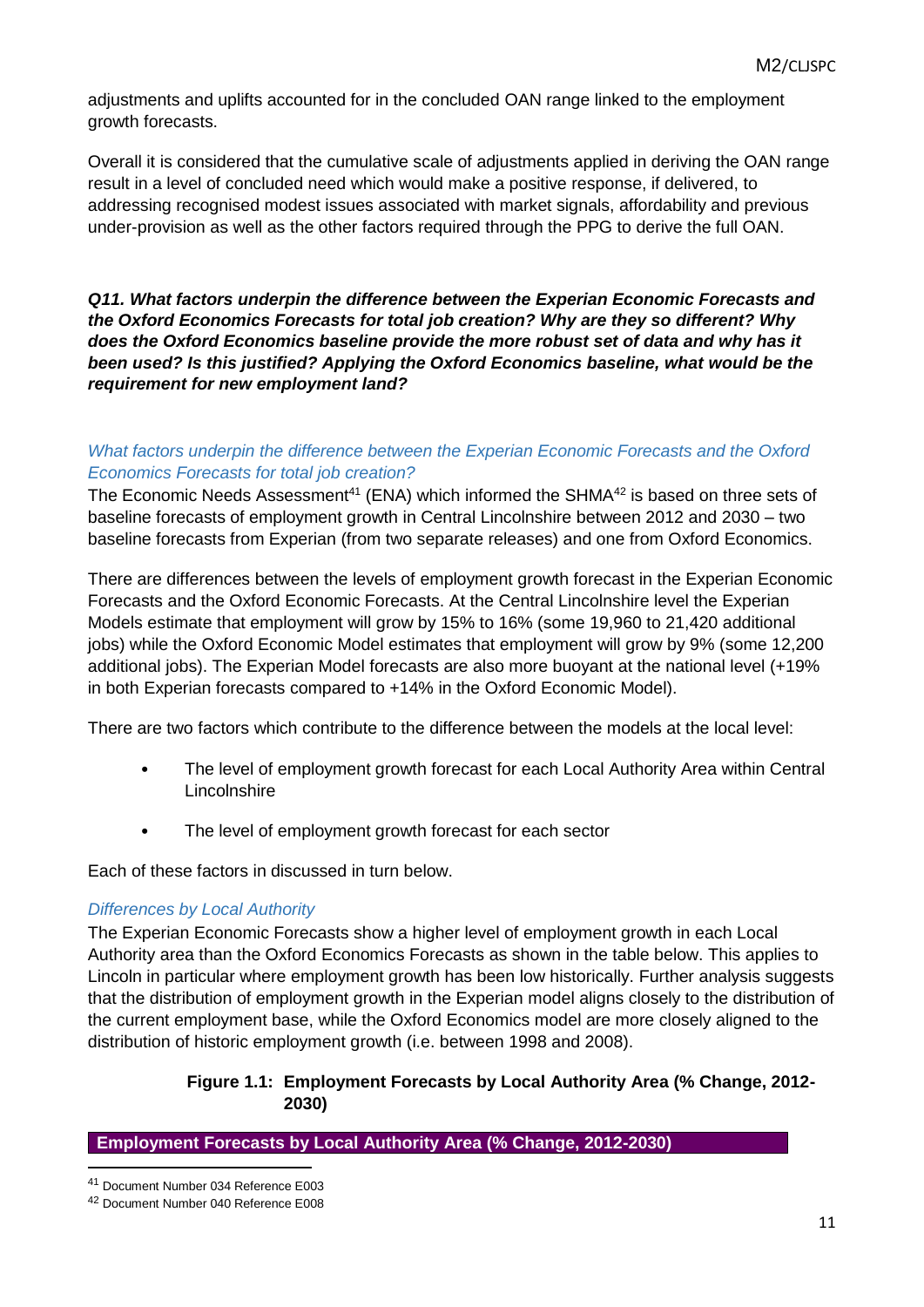adjustments and uplifts accounted for in the concluded OAN range linked to the employment growth forecasts.

Overall it is considered that the cumulative scale of adjustments applied in deriving the OAN range result in a level of concluded need which would make a positive response, if delivered, to addressing recognised modest issues associated with market signals, affordability and previous under-provision as well as the other factors required through the PPG to derive the full OAN.

***Q11. What factors underpin the difference between the Experian Economic Forecasts and the Oxford Economics Forecasts for total job creation? Why are they so different? Why does the Oxford Economics baseline provide the more robust set of data and why has it been used? Is this justified? Applying the Oxford Economics baseline, what would be the requirement for new employment land?***

*What factors underpin the difference between the Experian Economic Forecasts and the Oxford Economics Forecasts for total job creation?*

The Economic Needs Assessment[41] (ENA) which informed the SHMA[42] is based on three sets of baseline forecasts of employment growth in Central Lincolnshire between 2012 and 2030 – two baseline forecasts from Experian (from two separate releases) and one from Oxford Economics.

There are differences between the levels of employment growth forecast in the Experian Economic Forecasts and the Oxford Economic Forecasts. At the Central Lincolnshire level the Experian Models estimate that employment will grow by 15% to 16% (some 19,960 to 21,420 additional jobs) while the Oxford Economic Model estimates that employment will grow by 9% (some 12,200 additional jobs). The Experian Model forecasts are also more buoyant at the national level (+19% in both Experian forecasts compared to +14% in the Oxford Economic Model).

There are two factors which contribute to the difference between the models at the local level:

- The level of employment growth forecast for each Local Authority Area within Central Lincolnshire
- The level of employment growth forecast for each sector

Each of these factors in discussed in turn below.

*Differences by Local Authority*

The Experian Economic Forecasts show a higher level of employment growth in each Local Authority area than the Oxford Economics Forecasts as shown in the table below. This applies to Lincoln in particular where employment growth has been low historically. Further analysis suggests that the distribution of employment growth in the Experian model aligns closely to the distribution of the current employment base, while the Oxford Economics model are more closely aligned to the distribution of historic employment growth (i.e. between 1998 and 2008).

**Figure 1.1: Employment Forecasts by Local Authority Area (% Change, 2012-2030)**

**Employment Forecasts by Local Authority Area (% Change, 2012-2030)**

[41] Document Number 034 Reference E003

[42] Document Number 040 Reference E008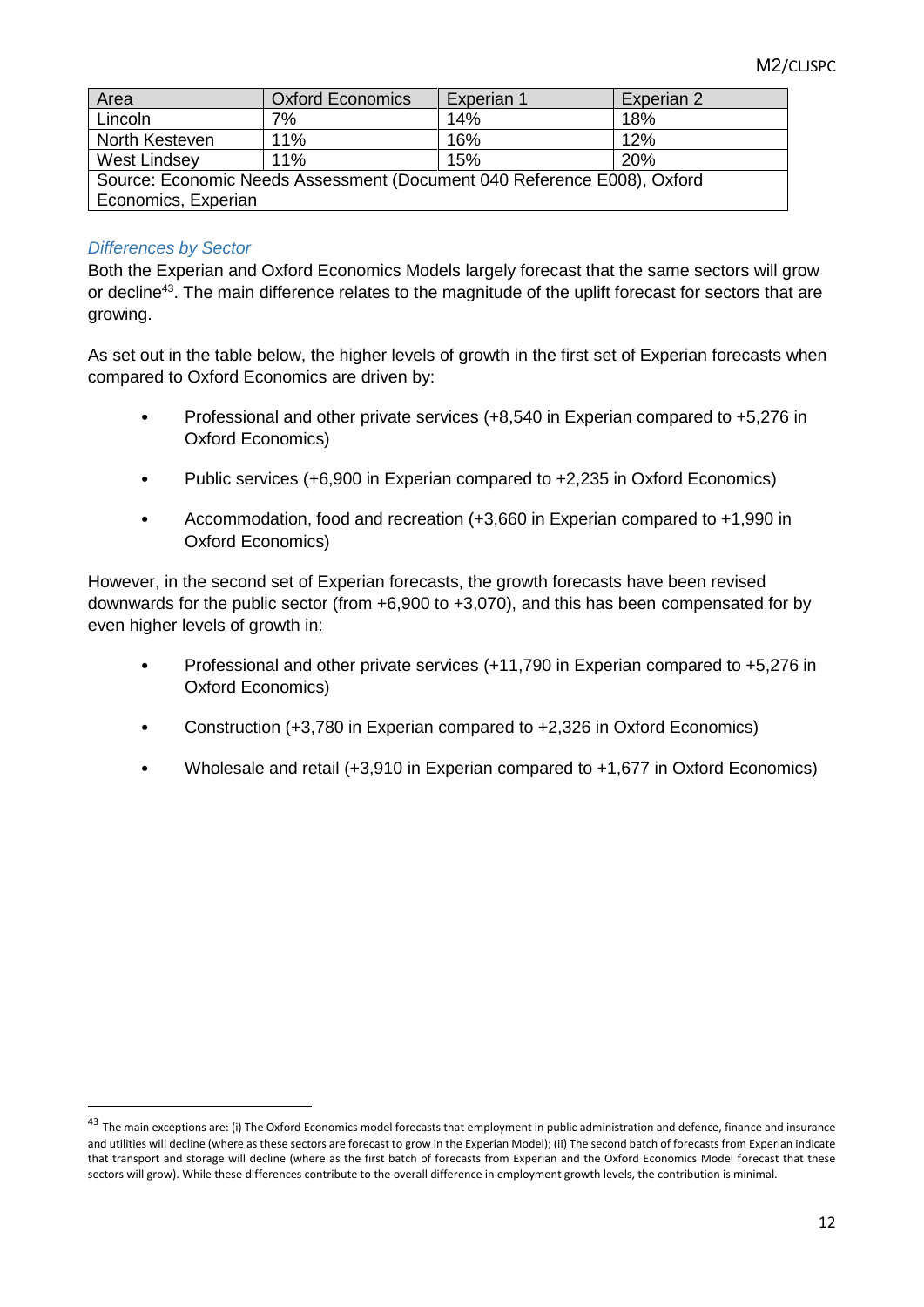| Area | Oxford Economics | Experian 1 | Experian 2 |
| --- | --- | --- | --- |
| Lincoln | 7% | 14% | 18% |
| North Kesteven | 11% | 16% | 12% |
| West Lindsey | 11% | 15% | 20% |
| Source: Economic Needs Assessment (Document 040 Reference E008), Oxford Economics, Experian | | | |

### *Differences by Sector*

Both the Experian and Oxford Economics Models largely forecast that the same sectors will grow or decline[43]. The main difference relates to the magnitude of the uplift forecast for sectors that are growing.

As set out in the table below, the higher levels of growth in the first set of Experian forecasts when compared to Oxford Economics are driven by:

- Professional and other private services (+8,540 in Experian compared to +5,276 in Oxford Economics)
- Public services (+6,900 in Experian compared to +2,235 in Oxford Economics)
- Accommodation, food and recreation (+3,660 in Experian compared to +1,990 in Oxford Economics)

However, in the second set of Experian forecasts, the growth forecasts have been revised downwards for the public sector (from +6,900 to +3,070), and this has been compensated for by even higher levels of growth in:

- Professional and other private services (+11,790 in Experian compared to +5,276 in Oxford Economics)
- Construction (+3,780 in Experian compared to +2,326 in Oxford Economics)
- Wholesale and retail (+3,910 in Experian compared to +1,677 in Oxford Economics)

[43] The main exceptions are: (i) The Oxford Economics model forecasts that employment in public administration and defence, finance and insurance and utilities will decline (where as these sectors are forecast to grow in the Experian Model); (ii) The second batch of forecasts from Experian indicate that transport and storage will decline (where as the first batch of forecasts from Experian and the Oxford Economics Model forecast that these sectors will grow). While these differences contribute to the overall difference in employment growth levels, the contribution is minimal.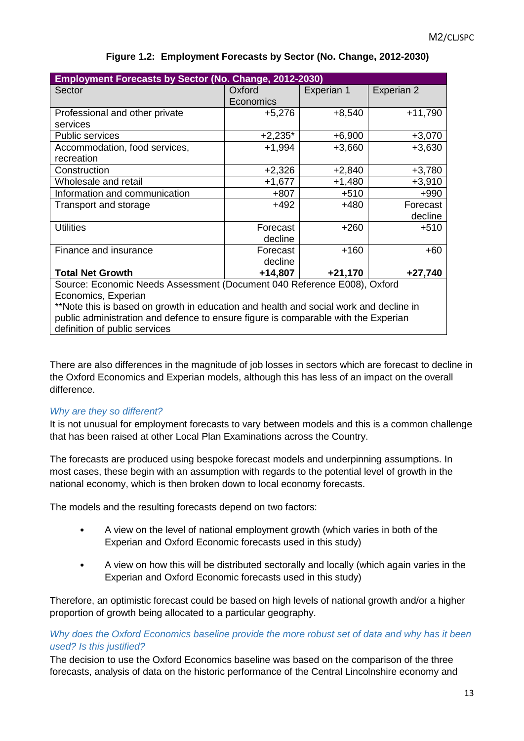**Figure 1.2: Employment Forecasts by Sector (No. Change, 2012-2030)**

| Employment Forecasts by Sector (No. Change, 2012-2030) | | | |
|---|---|---|---|
| Sector | Oxford Economics | Experian 1 | Experian 2 |
| Professional and other private services | +5,276 | +8,540 | +11,790 |
| Public services | +2,235* | +6,900 | +3,070 |
| Accommodation, food services, recreation | +1,994 | +3,660 | +3,630 |
| Construction | +2,326 | +2,840 | +3,780 |
| Wholesale and retail | +1,677 | +1,480 | +3,910 |
| Information and communication | +807 | +510 | +990 |
| Transport and storage | +492 | +480 | Forecast decline |
| Utilities | Forecast decline | +260 | +510 |
| Finance and insurance | Forecast decline | +160 | +60 |
| **Total Net Growth** | **+14,807** | **+21,170** | **+27,740** |

Source: Economic Needs Assessment (Document 040 Reference E008), Oxford Economics, Experian
**Note this is based on growth in education and health and social work and decline in public administration and defence to ensure figure is comparable with the Experian definition of public services

There are also differences in the magnitude of job losses in sectors which are forecast to decline in the Oxford Economics and Experian models, although this has less of an impact on the overall difference.

*Why are they so different?*

It is not unusual for employment forecasts to vary between models and this is a common challenge that has been raised at other Local Plan Examinations across the Country.

The forecasts are produced using bespoke forecast models and underpinning assumptions. In most cases, these begin with an assumption with regards to the potential level of growth in the national economy, which is then broken down to local economy forecasts.

The models and the resulting forecasts depend on two factors:

- A view on the level of national employment growth (which varies in both of the Experian and Oxford Economic forecasts used in this study)
- A view on how this will be distributed sectorally and locally (which again varies in the Experian and Oxford Economic forecasts used in this study)

Therefore, an optimistic forecast could be based on high levels of national growth and/or a higher proportion of growth being allocated to a particular geography.

*Why does the Oxford Economics baseline provide the more robust set of data and why has it been used? Is this justified?*

The decision to use the Oxford Economics baseline was based on the comparison of the three forecasts, analysis of data on the historic performance of the Central Lincolnshire economy and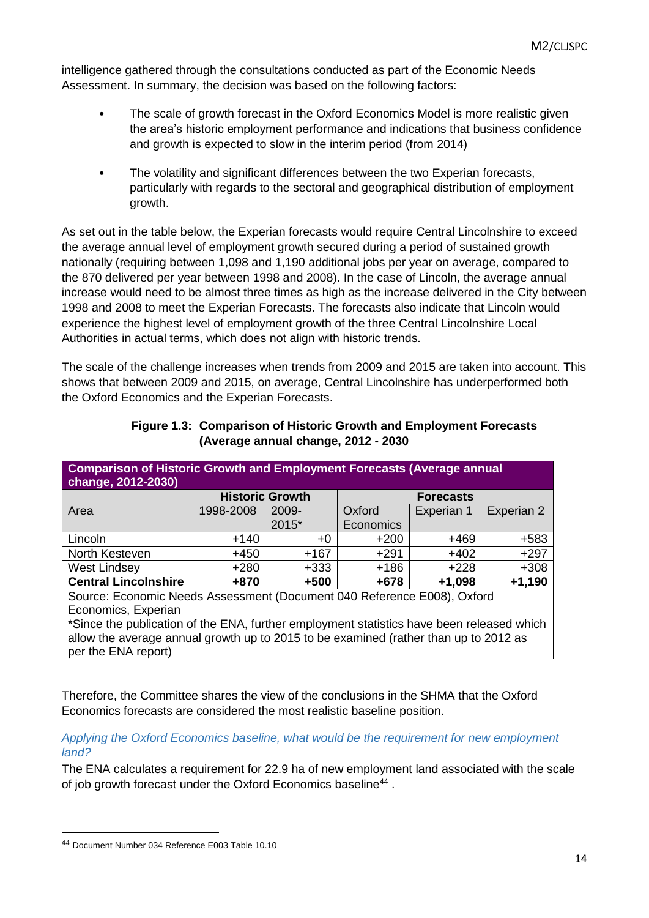intelligence gathered through the consultations conducted as part of the Economic Needs Assessment. In summary, the decision was based on the following factors:

- The scale of growth forecast in the Oxford Economics Model is more realistic given the area's historic employment performance and indications that business confidence and growth is expected to slow in the interim period (from 2014)
- The volatility and significant differences between the two Experian forecasts, particularly with regards to the sectoral and geographical distribution of employment growth.

As set out in the table below, the Experian forecasts would require Central Lincolnshire to exceed the average annual level of employment growth secured during a period of sustained growth nationally (requiring between 1,098 and 1,190 additional jobs per year on average, compared to the 870 delivered per year between 1998 and 2008). In the case of Lincoln, the average annual increase would need to be almost three times as high as the increase delivered in the City between 1998 and 2008 to meet the Experian Forecasts. The forecasts also indicate that Lincoln would experience the highest level of employment growth of the three Central Lincolnshire Local Authorities in actual terms, which does not align with historic trends.

The scale of the challenge increases when trends from 2009 and 2015 are taken into account. This shows that between 2009 and 2015, on average, Central Lincolnshire has underperformed both the Oxford Economics and the Experian Forecasts.

**Figure 1.3: Comparison of Historic Growth and Employment Forecasts (Average annual change, 2012 - 2030)**

| Comparison of Historic Growth and Employment Forecasts (Average annual change, 2012-2030) | | | | | |
|---|---|---|---|---|---|
| | **Historic Growth** | | **Forecasts** | | |
| Area | 1998-2008 | 2009-2015* | Oxford Economics | Experian 1 | Experian 2 |
| Lincoln | +140 | +0 | +200 | +469 | +583 |
| North Kesteven | +450 | +167 | +291 | +402 | +297 |
| West Lindsey | +280 | +333 | +186 | +228 | +308 |
| **Central Lincolnshire** | **+870** | **+500** | **+678** | **+1,098** | **+1,190** |

Source: Economic Needs Assessment (Document 040 Reference E008), Oxford Economics, Experian

*Since the publication of the ENA, further employment statistics have been released which allow the average annual growth up to 2015 to be examined (rather than up to 2012 as per the ENA report)

Therefore, the Committee shares the view of the conclusions in the SHMA that the Oxford Economics forecasts are considered the most realistic baseline position.

*Applying the Oxford Economics baseline, what would be the requirement for new employment land?*

The ENA calculates a requirement for 22.9 ha of new employment land associated with the scale of job growth forecast under the Oxford Economics baseline[44] .

[44] Document Number 034 Reference E003 Table 10.10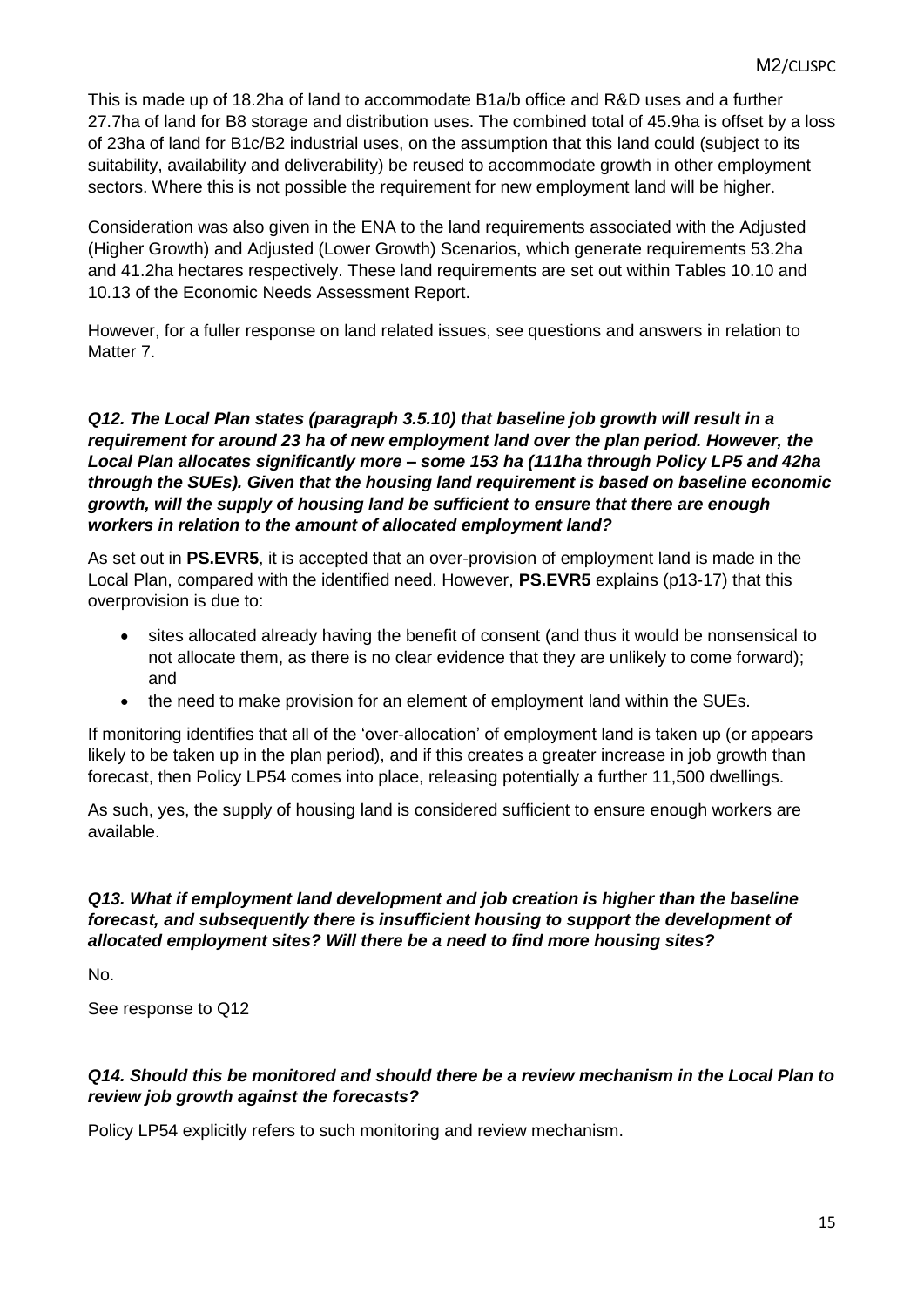This is made up of 18.2ha of land to accommodate B1a/b office and R&D uses and a further 27.7ha of land for B8 storage and distribution uses. The combined total of 45.9ha is offset by a loss of 23ha of land for B1c/B2 industrial uses, on the assumption that this land could (subject to its suitability, availability and deliverability) be reused to accommodate growth in other employment sectors. Where this is not possible the requirement for new employment land will be higher.

Consideration was also given in the ENA to the land requirements associated with the Adjusted (Higher Growth) and Adjusted (Lower Growth) Scenarios, which generate requirements 53.2ha and 41.2ha hectares respectively. These land requirements are set out within Tables 10.10 and 10.13 of the Economic Needs Assessment Report.

However, for a fuller response on land related issues, see questions and answers in relation to Matter 7.

***Q12. The Local Plan states (paragraph 3.5.10) that baseline job growth will result in a requirement for around 23 ha of new employment land over the plan period. However, the Local Plan allocates significantly more – some 153 ha (111ha through Policy LP5 and 42ha through the SUEs). Given that the housing land requirement is based on baseline economic growth, will the supply of housing land be sufficient to ensure that there are enough workers in relation to the amount of allocated employment land?***

As set out in **PS.EVR5**, it is accepted that an over-provision of employment land is made in the Local Plan, compared with the identified need. However, **PS.EVR5** explains (p13-17) that this overprovision is due to:

- sites allocated already having the benefit of consent (and thus it would be nonsensical to not allocate them, as there is no clear evidence that they are unlikely to come forward); and
- the need to make provision for an element of employment land within the SUEs.

If monitoring identifies that all of the 'over-allocation' of employment land is taken up (or appears likely to be taken up in the plan period), and if this creates a greater increase in job growth than forecast, then Policy LP54 comes into place, releasing potentially a further 11,500 dwellings.

As such, yes, the supply of housing land is considered sufficient to ensure enough workers are available.

***Q13. What if employment land development and job creation is higher than the baseline forecast, and subsequently there is insufficient housing to support the development of allocated employment sites? Will there be a need to find more housing sites?***

No.

See response to Q12

***Q14. Should this be monitored and should there be a review mechanism in the Local Plan to review job growth against the forecasts?***

Policy LP54 explicitly refers to such monitoring and review mechanism.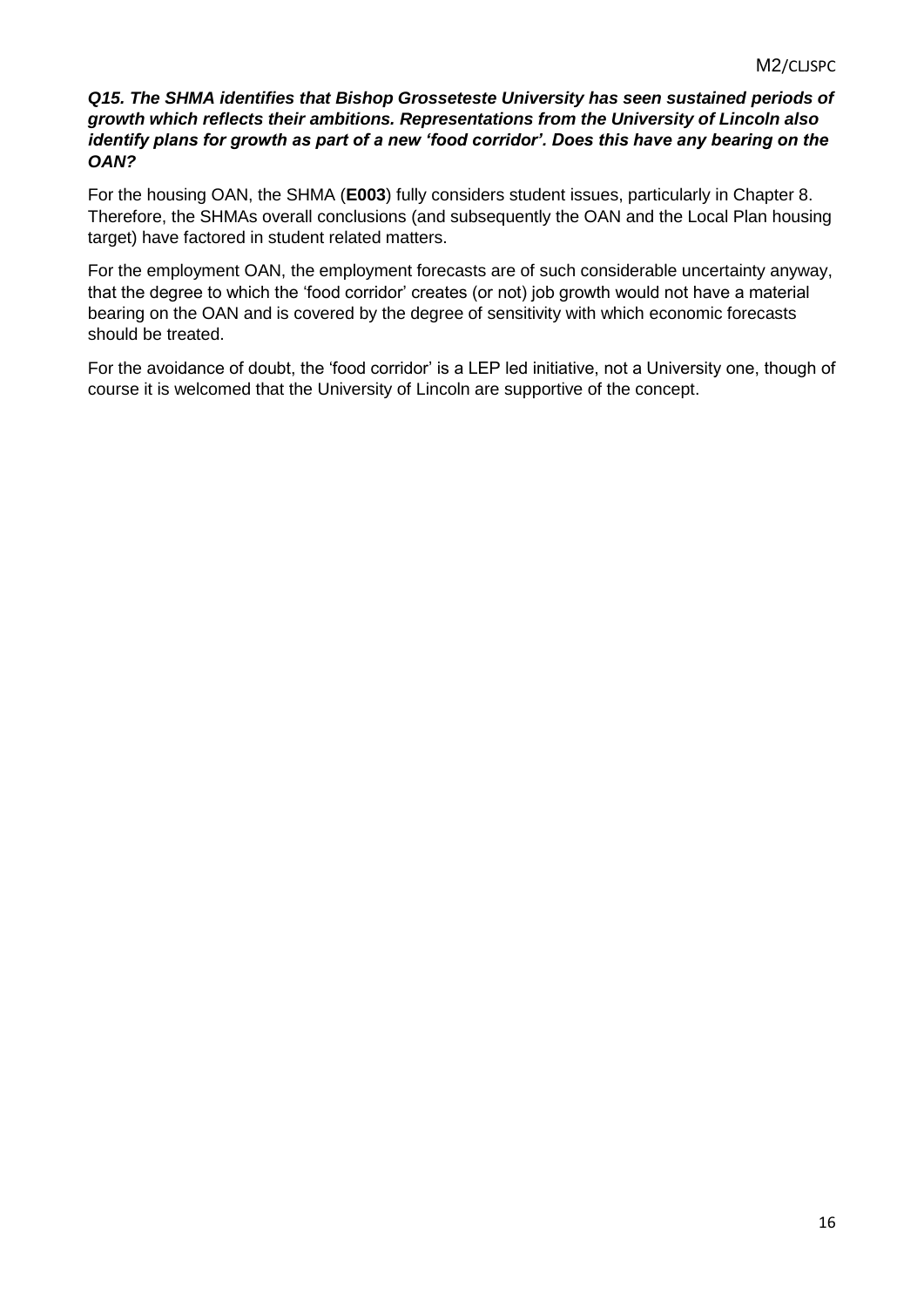***Q15. The SHMA identifies that Bishop Grosseteste University has seen sustained periods of growth which reflects their ambitions. Representations from the University of Lincoln also identify plans for growth as part of a new 'food corridor'. Does this have any bearing on the OAN?***

For the housing OAN, the SHMA (**E003**) fully considers student issues, particularly in Chapter 8. Therefore, the SHMAs overall conclusions (and subsequently the OAN and the Local Plan housing target) have factored in student related matters.

For the employment OAN, the employment forecasts are of such considerable uncertainty anyway, that the degree to which the 'food corridor' creates (or not) job growth would not have a material bearing on the OAN and is covered by the degree of sensitivity with which economic forecasts should be treated.

For the avoidance of doubt, the 'food corridor' is a LEP led initiative, not a University one, though of course it is welcomed that the University of Lincoln are supportive of the concept.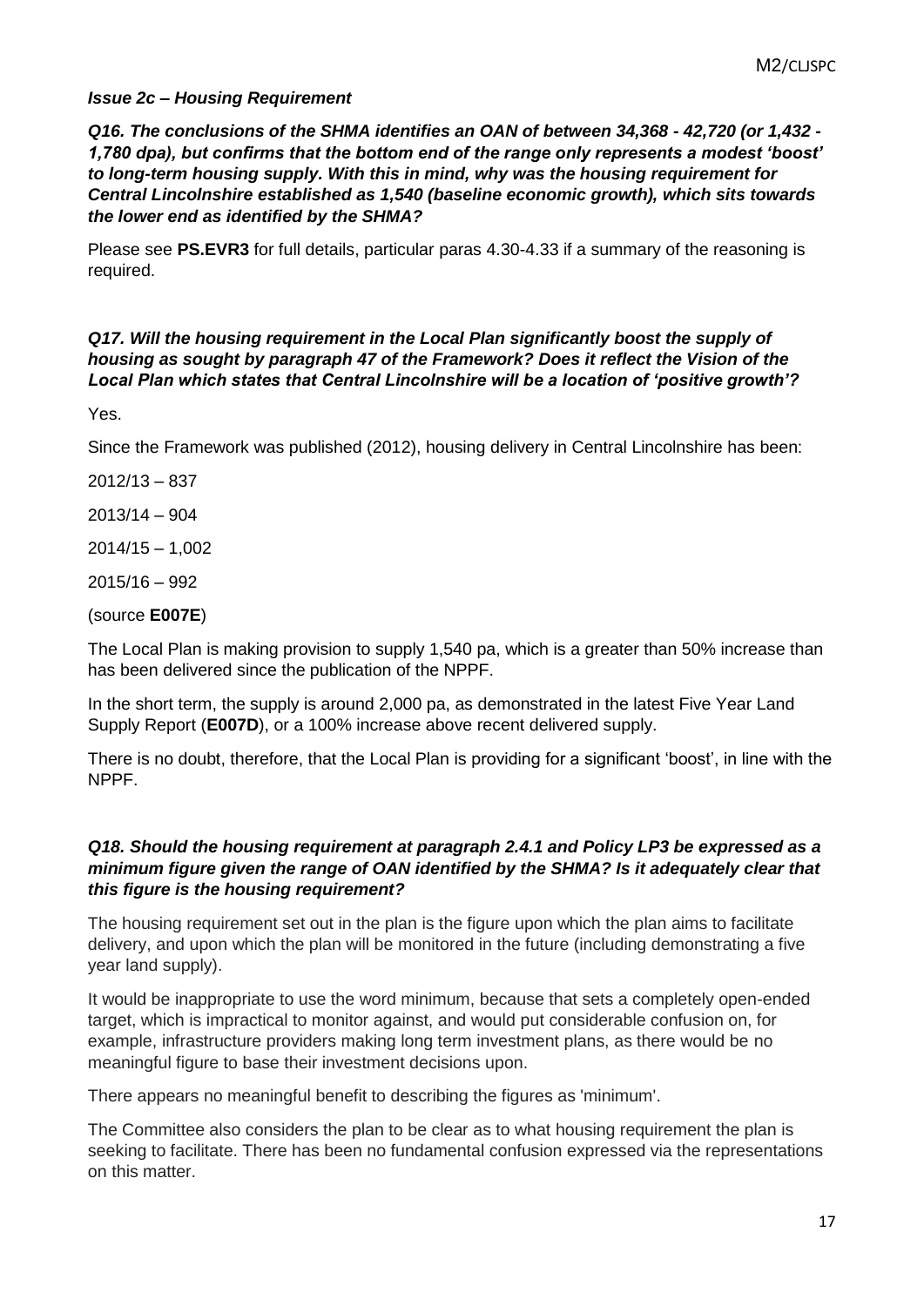### *Issue 2c – Housing Requirement*

***Q16. The conclusions of the SHMA identifies an OAN of between 34,368 - 42,720 (or 1,432 - 1,780 dpa), but confirms that the bottom end of the range only represents a modest 'boost' to long-term housing supply. With this in mind, why was the housing requirement for Central Lincolnshire established as 1,540 (baseline economic growth), which sits towards the lower end as identified by the SHMA?***

Please see **PS.EVR3** for full details, particular paras 4.30-4.33 if a summary of the reasoning is required.

***Q17. Will the housing requirement in the Local Plan significantly boost the supply of housing as sought by paragraph 47 of the Framework? Does it reflect the Vision of the Local Plan which states that Central Lincolnshire will be a location of 'positive growth'?***

Yes.

Since the Framework was published (2012), housing delivery in Central Lincolnshire has been:

2012/13 – 837

2013/14 – 904

2014/15 – 1,002

2015/16 – 992

(source **E007E**)

The Local Plan is making provision to supply 1,540 pa, which is a greater than 50% increase than has been delivered since the publication of the NPPF.

In the short term, the supply is around 2,000 pa, as demonstrated in the latest Five Year Land Supply Report (**E007D**), or a 100% increase above recent delivered supply.

There is no doubt, therefore, that the Local Plan is providing for a significant 'boost', in line with the NPPF.

***Q18. Should the housing requirement at paragraph 2.4.1 and Policy LP3 be expressed as a minimum figure given the range of OAN identified by the SHMA? Is it adequately clear that this figure is the housing requirement?***

The housing requirement set out in the plan is the figure upon which the plan aims to facilitate delivery, and upon which the plan will be monitored in the future (including demonstrating a five year land supply).

It would be inappropriate to use the word minimum, because that sets a completely open-ended target, which is impractical to monitor against, and would put considerable confusion on, for example, infrastructure providers making long term investment plans, as there would be no meaningful figure to base their investment decisions upon.

There appears no meaningful benefit to describing the figures as 'minimum'.

The Committee also considers the plan to be clear as to what housing requirement the plan is seeking to facilitate. There has been no fundamental confusion expressed via the representations on this matter.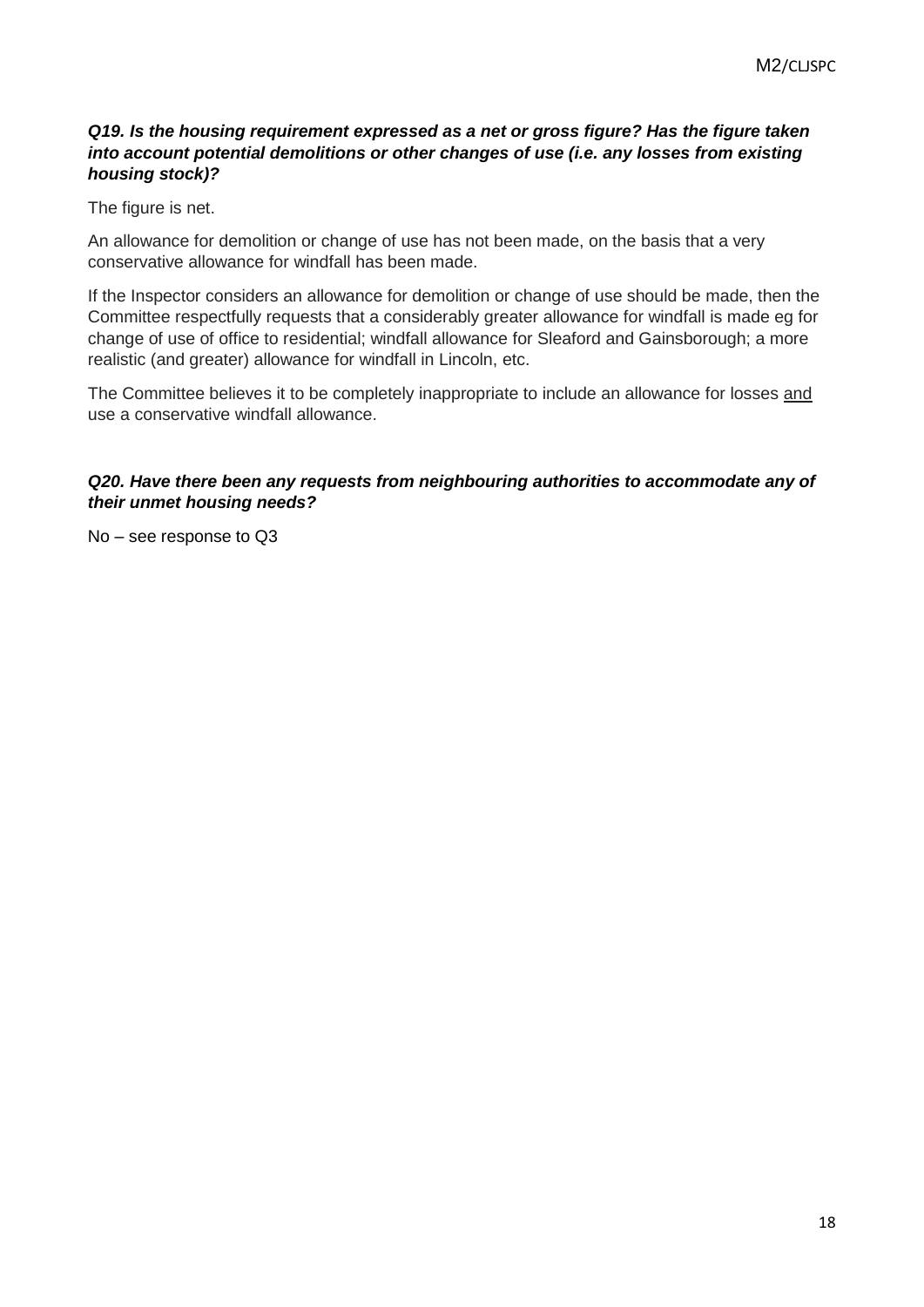***Q19. Is the housing requirement expressed as a net or gross figure? Has the figure taken into account potential demolitions or other changes of use (i.e. any losses from existing housing stock)?***

The figure is net.

An allowance for demolition or change of use has not been made, on the basis that a very conservative allowance for windfall has been made.

If the Inspector considers an allowance for demolition or change of use should be made, then the Committee respectfully requests that a considerably greater allowance for windfall is made eg for change of use of office to residential; windfall allowance for Sleaford and Gainsborough; a more realistic (and greater) allowance for windfall in Lincoln, etc.

The Committee believes it to be completely inappropriate to include an allowance for losses <u>and</u> use a conservative windfall allowance.

***Q20. Have there been any requests from neighbouring authorities to accommodate any of their unmet housing needs?***

No – see response to Q3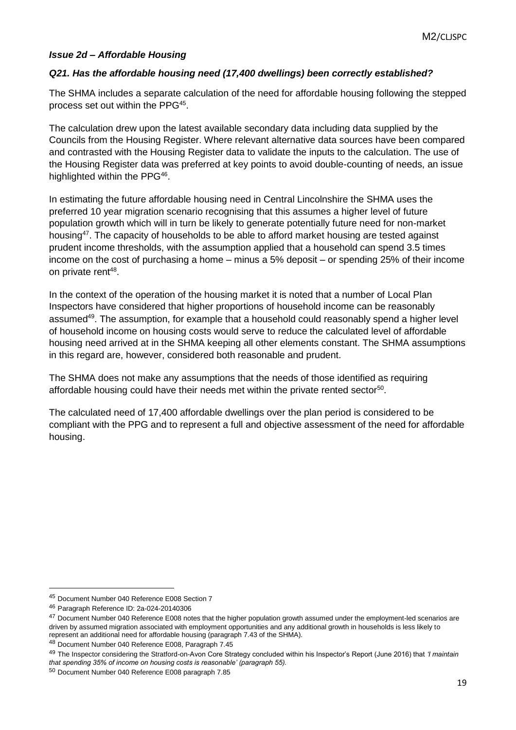### *Issue 2d – Affordable Housing*

***Q21. Has the affordable housing need (17,400 dwellings) been correctly established?***

The SHMA includes a separate calculation of the need for affordable housing following the stepped process set out within the PPG[45].

The calculation drew upon the latest available secondary data including data supplied by the Councils from the Housing Register. Where relevant alternative data sources have been compared and contrasted with the Housing Register data to validate the inputs to the calculation. The use of the Housing Register data was preferred at key points to avoid double-counting of needs, an issue highlighted within the PPG[46].

In estimating the future affordable housing need in Central Lincolnshire the SHMA uses the preferred 10 year migration scenario recognising that this assumes a higher level of future population growth which will in turn be likely to generate potentially future need for non-market housing[47]. The capacity of households to be able to afford market housing are tested against prudent income thresholds, with the assumption applied that a household can spend 3.5 times income on the cost of purchasing a home – minus a 5% deposit – or spending 25% of their income on private rent[48].

In the context of the operation of the housing market it is noted that a number of Local Plan Inspectors have considered that higher proportions of household income can be reasonably assumed[49]. The assumption, for example that a household could reasonably spend a higher level of household income on housing costs would serve to reduce the calculated level of affordable housing need arrived at in the SHMA keeping all other elements constant. The SHMA assumptions in this regard are, however, considered both reasonable and prudent.

The SHMA does not make any assumptions that the needs of those identified as requiring affordable housing could have their needs met within the private rented sector[50].

The calculated need of 17,400 affordable dwellings over the plan period is considered to be compliant with the PPG and to represent a full and objective assessment of the need for affordable housing.

---

[45] Document Number 040 Reference E008 Section 7

[46] Paragraph Reference ID: 2a-024-20140306

[47] Document Number 040 Reference E008 notes that the higher population growth assumed under the employment-led scenarios are driven by assumed migration associated with employment opportunities and any additional growth in households is less likely to represent an additional need for affordable housing (paragraph 7.43 of the SHMA).

[48] Document Number 040 Reference E008, Paragraph 7.45

[49] The Inspector considering the Stratford-on-Avon Core Strategy concluded within his Inspector's Report (June 2016) that *'I maintain that spending 35% of income on housing costs is reasonable' (paragraph 55).*

[50] Document Number 040 Reference E008 paragraph 7.85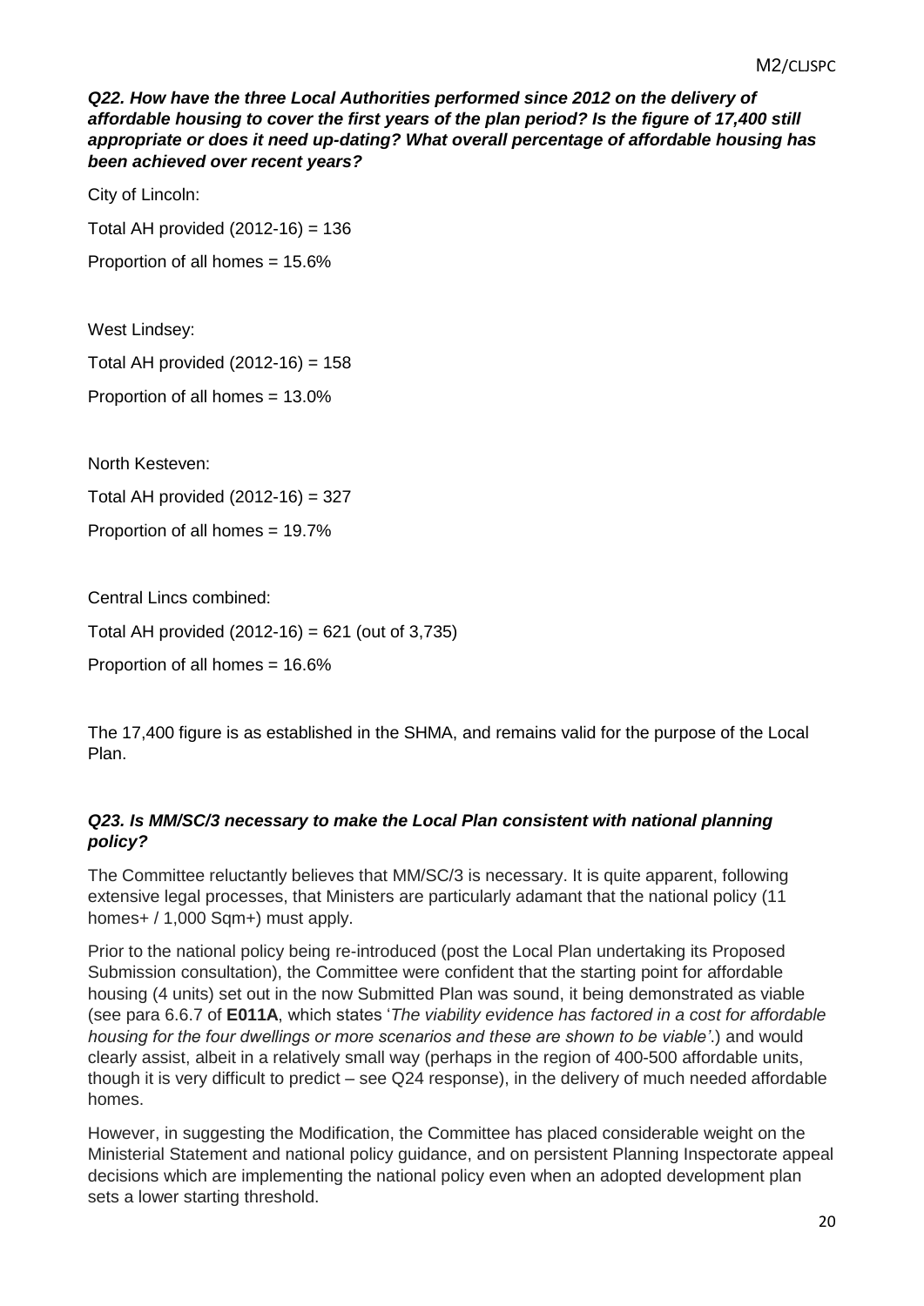***Q22. How have the three Local Authorities performed since 2012 on the delivery of affordable housing to cover the first years of the plan period? Is the figure of 17,400 still appropriate or does it need up-dating? What overall percentage of affordable housing has been achieved over recent years?***

City of Lincoln:

Total AH provided (2012-16) = 136

Proportion of all homes = 15.6%

West Lindsey:

Total AH provided (2012-16) = 158

Proportion of all homes = 13.0%

North Kesteven:

Total AH provided (2012-16) = 327

Proportion of all homes = 19.7%

Central Lincs combined:

Total AH provided (2012-16) = 621 (out of 3,735)

Proportion of all homes = 16.6%

The 17,400 figure is as established in the SHMA, and remains valid for the purpose of the Local Plan.

***Q23. Is MM/SC/3 necessary to make the Local Plan consistent with national planning policy?***

The Committee reluctantly believes that MM/SC/3 is necessary. It is quite apparent, following extensive legal processes, that Ministers are particularly adamant that the national policy (11 homes+ / 1,000 Sqm+) must apply.

Prior to the national policy being re-introduced (post the Local Plan undertaking its Proposed Submission consultation), the Committee were confident that the starting point for affordable housing (4 units) set out in the now Submitted Plan was sound, it being demonstrated as viable (see para 6.6.7 of **E011A**, which states '*The viability evidence has factored in a cost for affordable housing for the four dwellings or more scenarios and these are shown to be viable'*.) and would clearly assist, albeit in a relatively small way (perhaps in the region of 400-500 affordable units, though it is very difficult to predict – see Q24 response), in the delivery of much needed affordable homes.

However, in suggesting the Modification, the Committee has placed considerable weight on the Ministerial Statement and national policy guidance, and on persistent Planning Inspectorate appeal decisions which are implementing the national policy even when an adopted development plan sets a lower starting threshold.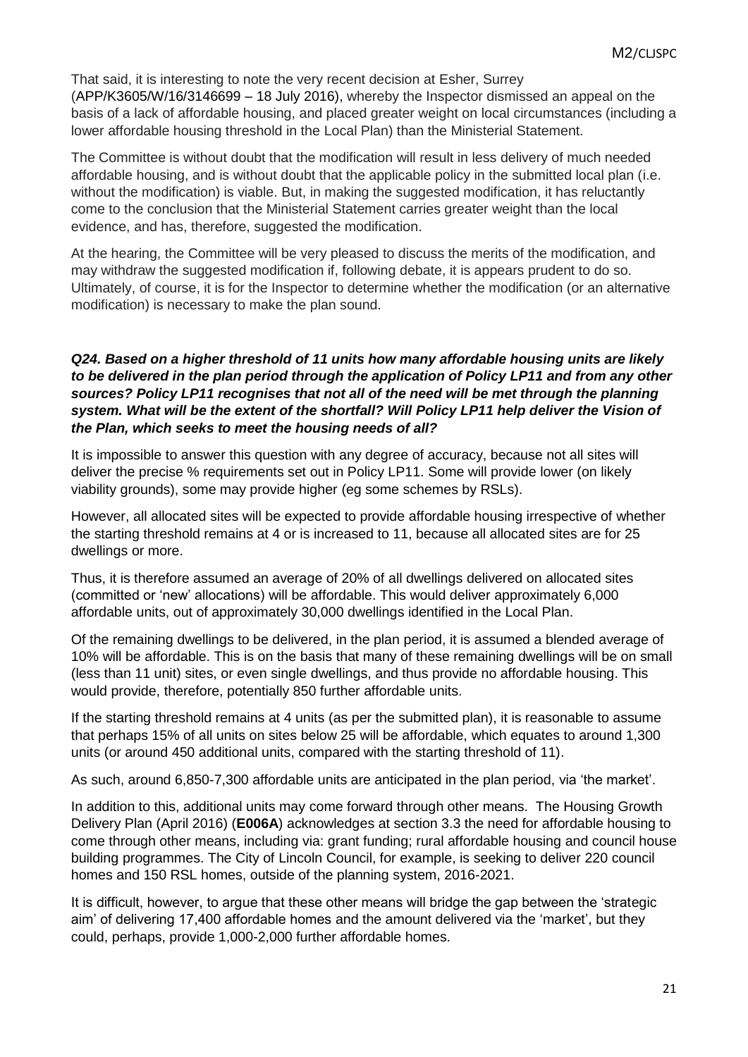That said, it is interesting to note the very recent decision at Esher, Surrey (APP/K3605/W/16/3146699 – 18 July 2016), whereby the Inspector dismissed an appeal on the basis of a lack of affordable housing, and placed greater weight on local circumstances (including a lower affordable housing threshold in the Local Plan) than the Ministerial Statement.

The Committee is without doubt that the modification will result in less delivery of much needed affordable housing, and is without doubt that the applicable policy in the submitted local plan (i.e. without the modification) is viable. But, in making the suggested modification, it has reluctantly come to the conclusion that the Ministerial Statement carries greater weight than the local evidence, and has, therefore, suggested the modification.

At the hearing, the Committee will be very pleased to discuss the merits of the modification, and may withdraw the suggested modification if, following debate, it is appears prudent to do so. Ultimately, of course, it is for the Inspector to determine whether the modification (or an alternative modification) is necessary to make the plan sound.

***Q24. Based on a higher threshold of 11 units how many affordable housing units are likely to be delivered in the plan period through the application of Policy LP11 and from any other sources? Policy LP11 recognises that not all of the need will be met through the planning system. What will be the extent of the shortfall? Will Policy LP11 help deliver the Vision of the Plan, which seeks to meet the housing needs of all?***

It is impossible to answer this question with any degree of accuracy, because not all sites will deliver the precise % requirements set out in Policy LP11. Some will provide lower (on likely viability grounds), some may provide higher (eg some schemes by RSLs).

However, all allocated sites will be expected to provide affordable housing irrespective of whether the starting threshold remains at 4 or is increased to 11, because all allocated sites are for 25 dwellings or more.

Thus, it is therefore assumed an average of 20% of all dwellings delivered on allocated sites (committed or 'new' allocations) will be affordable. This would deliver approximately 6,000 affordable units, out of approximately 30,000 dwellings identified in the Local Plan.

Of the remaining dwellings to be delivered, in the plan period, it is assumed a blended average of 10% will be affordable. This is on the basis that many of these remaining dwellings will be on small (less than 11 unit) sites, or even single dwellings, and thus provide no affordable housing. This would provide, therefore, potentially 850 further affordable units.

If the starting threshold remains at 4 units (as per the submitted plan), it is reasonable to assume that perhaps 15% of all units on sites below 25 will be affordable, which equates to around 1,300 units (or around 450 additional units, compared with the starting threshold of 11).

As such, around 6,850-7,300 affordable units are anticipated in the plan period, via 'the market'.

In addition to this, additional units may come forward through other means. The Housing Growth Delivery Plan (April 2016) (**E006A**) acknowledges at section 3.3 the need for affordable housing to come through other means, including via: grant funding; rural affordable housing and council house building programmes. The City of Lincoln Council, for example, is seeking to deliver 220 council homes and 150 RSL homes, outside of the planning system, 2016-2021.

It is difficult, however, to argue that these other means will bridge the gap between the 'strategic aim' of delivering 17,400 affordable homes and the amount delivered via the 'market', but they could, perhaps, provide 1,000-2,000 further affordable homes.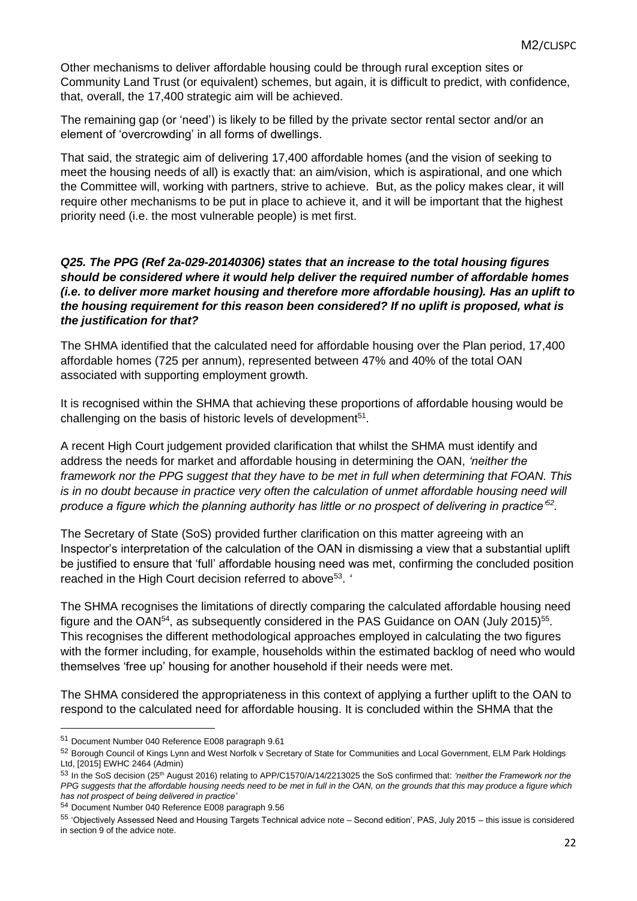Other mechanisms to deliver affordable housing could be through rural exception sites or Community Land Trust (or equivalent) schemes, but again, it is difficult to predict, with confidence, that, overall, the 17,400 strategic aim will be achieved.

The remaining gap (or 'need') is likely to be filled by the private sector rental sector and/or an element of 'overcrowding' in all forms of dwellings.

That said, the strategic aim of delivering 17,400 affordable homes (and the vision of seeking to meet the housing needs of all) is exactly that: an aim/vision, which is aspirational, and one which the Committee will, working with partners, strive to achieve. But, as the policy makes clear, it will require other mechanisms to be put in place to achieve it, and it will be important that the highest priority need (i.e. the most vulnerable people) is met first.

***Q25. The PPG (Ref 2a-029-20140306) states that an increase to the total housing figures should be considered where it would help deliver the required number of affordable homes (i.e. to deliver more market housing and therefore more affordable housing). Has an uplift to the housing requirement for this reason been considered? If no uplift is proposed, what is the justification for that?***

The SHMA identified that the calculated need for affordable housing over the Plan period, 17,400 affordable homes (725 per annum), represented between 47% and 40% of the total OAN associated with supporting employment growth.

It is recognised within the SHMA that achieving these proportions of affordable housing would be challenging on the basis of historic levels of development[51].

A recent High Court judgement provided clarification that whilst the SHMA must identify and address the needs for market and affordable housing in determining the OAN, *'neither the framework nor the PPG suggest that they have to be met in full when determining that FOAN. This is in no doubt because in practice very often the calculation of unmet affordable housing need will produce a figure which the planning authority has little or no prospect of delivering in practice'*[52].

The Secretary of State (SoS) provided further clarification on this matter agreeing with an Inspector's interpretation of the calculation of the OAN in dismissing a view that a substantial uplift be justified to ensure that 'full' affordable housing need was met, confirming the concluded position reached in the High Court decision referred to above[53]. '

The SHMA recognises the limitations of directly comparing the calculated affordable housing need figure and the OAN[54], as subsequently considered in the PAS Guidance on OAN (July 2015)[55]. This recognises the different methodological approaches employed in calculating the two figures with the former including, for example, households within the estimated backlog of need who would themselves 'free up' housing for another household if their needs were met.

The SHMA considered the appropriateness in this context of applying a further uplift to the OAN to respond to the calculated need for affordable housing. It is concluded within the SHMA that the

---

[51] Document Number 040 Reference E008 paragraph 9.61

[52] Borough Council of Kings Lynn and West Norfolk v Secretary of State for Communities and Local Government, ELM Park Holdings Ltd, [2015] EWHC 2464 (Admin)

[53] In the SoS decision (25th August 2016) relating to APP/C1570/A/14/2213025 the SoS confirmed that: *'neither the Framework nor the PPG suggests that the affordable housing needs need to be met in full in the OAN, on the grounds that this may produce a figure which has not prospect of being delivered in practice'*

[54] Document Number 040 Reference E008 paragraph 9.56

[55] 'Objectively Assessed Need and Housing Targets Technical advice note – Second edition', PAS, July 2015 – this issue is considered in section 9 of the advice note.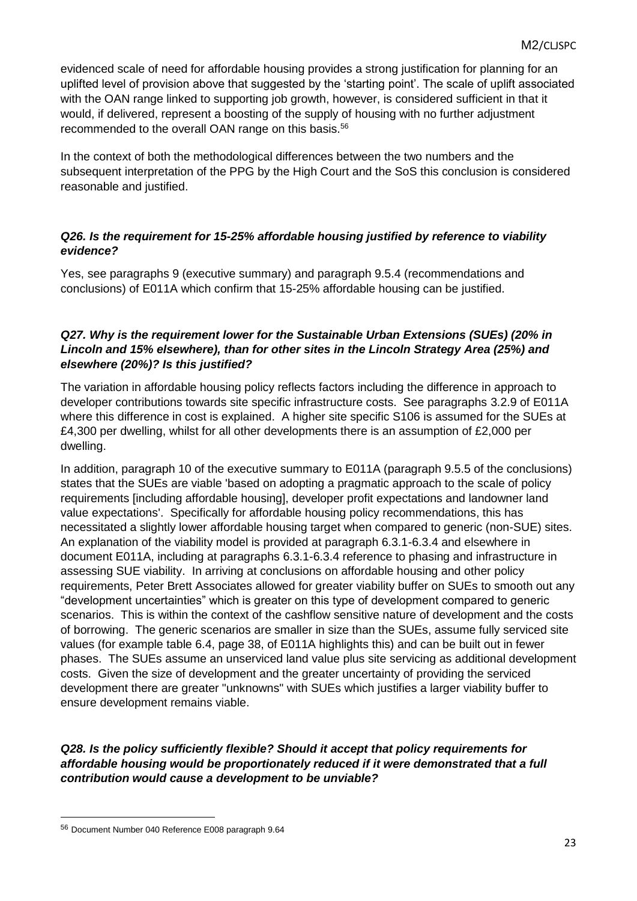evidenced scale of need for affordable housing provides a strong justification for planning for an uplifted level of provision above that suggested by the 'starting point'. The scale of uplift associated with the OAN range linked to supporting job growth, however, is considered sufficient in that it would, if delivered, represent a boosting of the supply of housing with no further adjustment recommended to the overall OAN range on this basis.[56]

In the context of both the methodological differences between the two numbers and the subsequent interpretation of the PPG by the High Court and the SoS this conclusion is considered reasonable and justified.

***Q26. Is the requirement for 15-25% affordable housing justified by reference to viability evidence?***

Yes, see paragraphs 9 (executive summary) and paragraph 9.5.4 (recommendations and conclusions) of E011A which confirm that 15-25% affordable housing can be justified.

***Q27. Why is the requirement lower for the Sustainable Urban Extensions (SUEs) (20% in Lincoln and 15% elsewhere), than for other sites in the Lincoln Strategy Area (25%) and elsewhere (20%)? Is this justified?***

The variation in affordable housing policy reflects factors including the difference in approach to developer contributions towards site specific infrastructure costs. See paragraphs 3.2.9 of E011A where this difference in cost is explained. A higher site specific S106 is assumed for the SUEs at £4,300 per dwelling, whilst for all other developments there is an assumption of £2,000 per dwelling.

In addition, paragraph 10 of the executive summary to E011A (paragraph 9.5.5 of the conclusions) states that the SUEs are viable 'based on adopting a pragmatic approach to the scale of policy requirements [including affordable housing], developer profit expectations and landowner land value expectations'. Specifically for affordable housing policy recommendations, this has necessitated a slightly lower affordable housing target when compared to generic (non-SUE) sites. An explanation of the viability model is provided at paragraph 6.3.1-6.3.4 and elsewhere in document E011A, including at paragraphs 6.3.1-6.3.4 reference to phasing and infrastructure in assessing SUE viability. In arriving at conclusions on affordable housing and other policy requirements, Peter Brett Associates allowed for greater viability buffer on SUEs to smooth out any "development uncertainties" which is greater on this type of development compared to generic scenarios. This is within the context of the cashflow sensitive nature of development and the costs of borrowing. The generic scenarios are smaller in size than the SUEs, assume fully serviced site values (for example table 6.4, page 38, of E011A highlights this) and can be built out in fewer phases. The SUEs assume an unserviced land value plus site servicing as additional development costs. Given the size of development and the greater uncertainty of providing the serviced development there are greater "unknowns" with SUEs which justifies a larger viability buffer to ensure development remains viable.

***Q28. Is the policy sufficiently flexible? Should it accept that policy requirements for affordable housing would be proportionately reduced if it were demonstrated that a full contribution would cause a development to be unviable?***

---

[56] Document Number 040 Reference E008 paragraph 9.64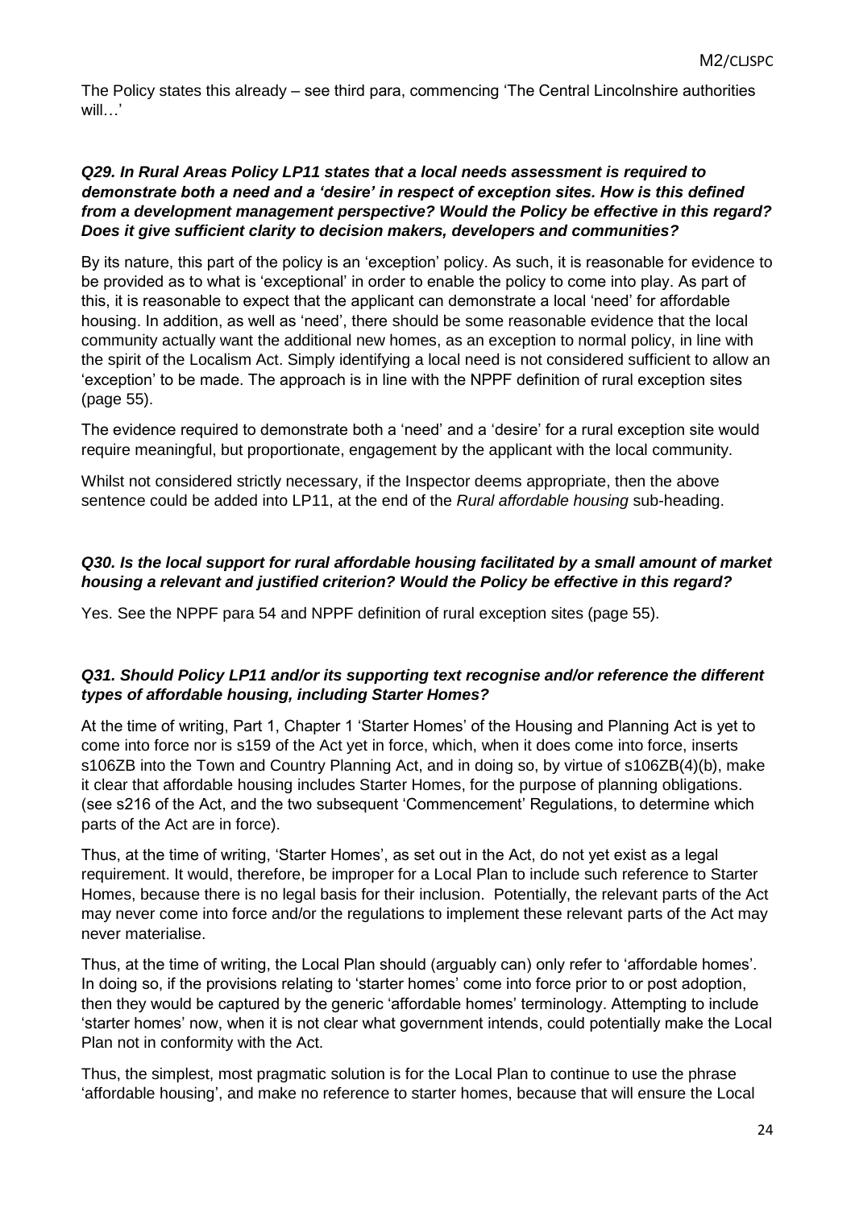The Policy states this already – see third para, commencing 'The Central Lincolnshire authorities will…'

***Q29. In Rural Areas Policy LP11 states that a local needs assessment is required to demonstrate both a need and a 'desire' in respect of exception sites. How is this defined from a development management perspective? Would the Policy be effective in this regard? Does it give sufficient clarity to decision makers, developers and communities?***

By its nature, this part of the policy is an 'exception' policy. As such, it is reasonable for evidence to be provided as to what is 'exceptional' in order to enable the policy to come into play. As part of this, it is reasonable to expect that the applicant can demonstrate a local 'need' for affordable housing. In addition, as well as 'need', there should be some reasonable evidence that the local community actually want the additional new homes, as an exception to normal policy, in line with the spirit of the Localism Act. Simply identifying a local need is not considered sufficient to allow an 'exception' to be made. The approach is in line with the NPPF definition of rural exception sites (page 55).

The evidence required to demonstrate both a 'need' and a 'desire' for a rural exception site would require meaningful, but proportionate, engagement by the applicant with the local community.

Whilst not considered strictly necessary, if the Inspector deems appropriate, then the above sentence could be added into LP11, at the end of the *Rural affordable housing* sub-heading.

***Q30. Is the local support for rural affordable housing facilitated by a small amount of market housing a relevant and justified criterion? Would the Policy be effective in this regard?***

Yes. See the NPPF para 54 and NPPF definition of rural exception sites (page 55).

***Q31. Should Policy LP11 and/or its supporting text recognise and/or reference the different types of affordable housing, including Starter Homes?***

At the time of writing, Part 1, Chapter 1 'Starter Homes' of the Housing and Planning Act is yet to come into force nor is s159 of the Act yet in force, which, when it does come into force, inserts s106ZB into the Town and Country Planning Act, and in doing so, by virtue of s106ZB(4)(b), make it clear that affordable housing includes Starter Homes, for the purpose of planning obligations. (see s216 of the Act, and the two subsequent 'Commencement' Regulations, to determine which parts of the Act are in force).

Thus, at the time of writing, 'Starter Homes', as set out in the Act, do not yet exist as a legal requirement. It would, therefore, be improper for a Local Plan to include such reference to Starter Homes, because there is no legal basis for their inclusion. Potentially, the relevant parts of the Act may never come into force and/or the regulations to implement these relevant parts of the Act may never materialise.

Thus, at the time of writing, the Local Plan should (arguably can) only refer to 'affordable homes'. In doing so, if the provisions relating to 'starter homes' come into force prior to or post adoption, then they would be captured by the generic 'affordable homes' terminology. Attempting to include 'starter homes' now, when it is not clear what government intends, could potentially make the Local Plan not in conformity with the Act.

Thus, the simplest, most pragmatic solution is for the Local Plan to continue to use the phrase 'affordable housing', and make no reference to starter homes, because that will ensure the Local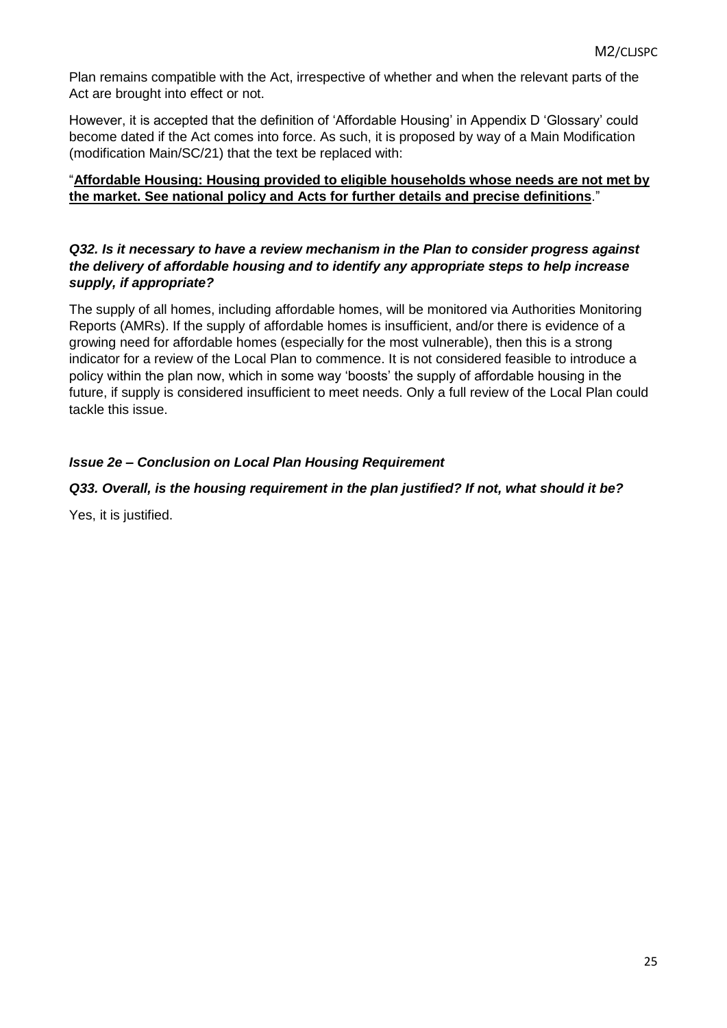Plan remains compatible with the Act, irrespective of whether and when the relevant parts of the Act are brought into effect or not.

However, it is accepted that the definition of 'Affordable Housing' in Appendix D 'Glossary' could become dated if the Act comes into force. As such, it is proposed by way of a Main Modification (modification Main/SC/21) that the text be replaced with:

"**Affordable Housing: Housing provided to eligible households whose needs are not met by the market. See national policy and Acts for further details and precise definitions**."

***Q32. Is it necessary to have a review mechanism in the Plan to consider progress against the delivery of affordable housing and to identify any appropriate steps to help increase supply, if appropriate?***

The supply of all homes, including affordable homes, will be monitored via Authorities Monitoring Reports (AMRs). If the supply of affordable homes is insufficient, and/or there is evidence of a growing need for affordable homes (especially for the most vulnerable), then this is a strong indicator for a review of the Local Plan to commence. It is not considered feasible to introduce a policy within the plan now, which in some way 'boosts' the supply of affordable housing in the future, if supply is considered insufficient to meet needs. Only a full review of the Local Plan could tackle this issue.

***Issue 2e – Conclusion on Local Plan Housing Requirement***

***Q33. Overall, is the housing requirement in the plan justified? If not, what should it be?***

Yes, it is justified.